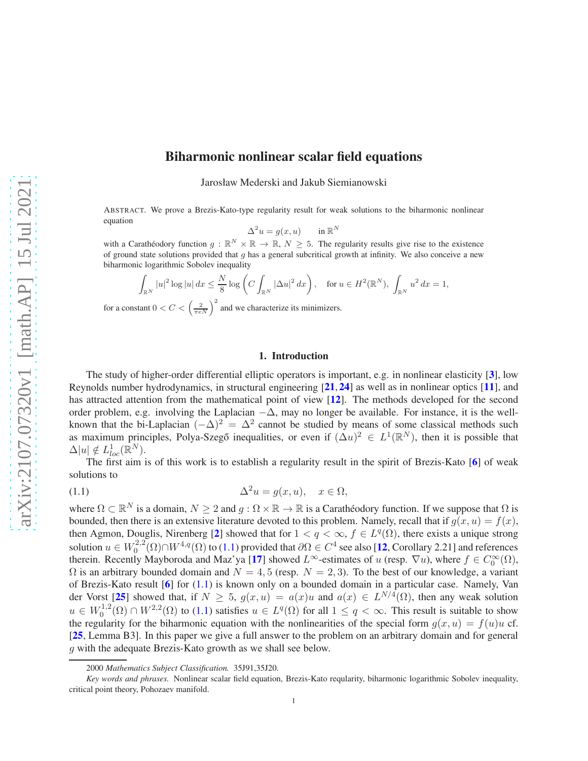# Biharmonic nonlinear scalar field equations

Jarosław Mederski and Jakub Siemianowski

ABSTRACT. We prove a Brezis-Kato-type regularity result for weak solutions to the biharmonic nonlinear equation

$$\Delta^2 u = g(x,u) \qquad \text{in } \mathbb{R}^N$$

with a Carathéodory function $g : \mathbb{R}^N \times \mathbb{R} \to \mathbb{R}$, $N \geq 5$. The regularity results give rise to the existence of ground state solutions provided that $g$ has a general subcritical growth at infinity. We also conceive a new biharmonic logarithmic Sobolev inequality

$$\int_{\mathbb{R}^N} |u|^2 \log |u| \, dx \leq \frac{N}{8} \log \left( C \int_{\mathbb{R}^N} |\Delta u|^2 \, dx \right), \quad \text{for } u \in H^2(\mathbb{R}^N), \ \int_{\mathbb{R}^N} u^2 \, dx = 1,$$

for a constant $0 < C < \left(\frac{2}{\pi e N}\right)^2$ and we characterize its minimizers.

## 1. Introduction

The study of higher-order differential elliptic operators is important, e.g. in nonlinear elasticity [3], low Reynolds number hydrodynamics, in structural engineering [21, 24] as well as in nonlinear optics [11], and has attracted attention from the mathematical point of view [12]. The methods developed for the second order problem, e.g. involving the Laplacian $-\Delta$, may no longer be available. For instance, it is the well-known that the bi-Laplacian $(-\Delta)^2 = \Delta^2$ cannot be studied by means of some classical methods such as maximum principles, Polya-Szegő inequalities, or even if $(\Delta u)^2 \in L^1(\mathbb{R}^N)$, then it is possible that $\Delta |u| \notin L^1_{loc}(\mathbb{R}^N)$.

The first aim is of this work is to establish a regularity result in the spirit of Brezis-Kato [6] of weak solutions to

$$\Delta^2 u = g(x,u), \quad x \in \Omega, \tag{1.1}$$

where $\Omega \subset \mathbb{R}^N$ is a domain, $N \geq 2$ and $g : \Omega \times \mathbb{R} \to \mathbb{R}$ is a Carathéodory function. If we suppose that $\Omega$ is bounded, then there is an extensive literature devoted to this problem. Namely, recall that if $g(x,u) = f(x)$, then Agmon, Douglis, Nirenberg [2] showed that for $1 < q < \infty$, $f \in L^q(\Omega)$, there exists a unique strong solution $u \in W^{2,2}_0(\Omega) \cap W^{4,q}(\Omega)$ to (1.1) provided that $\partial\Omega \in C^4$ see also [12, Corollary 2.21] and references therein. Recently Mayboroda and Maz'ya [17] showed $L^\infty$-estimates of $u$ (resp. $\nabla u$), where $f \in C^\infty_0(\Omega)$, $\Omega$ is an arbitrary bounded domain and $N = 4, 5$ (resp. $N = 2, 3$). To the best of our knowledge, a variant of Brezis-Kato result [6] for (1.1) is known only on a bounded domain in a particular case. Namely, Van der Vorst [25] showed that, if $N \geq 5$, $g(x,u) = a(x)u$ and $a(x) \in L^{N/4}(\Omega)$, then any weak solution $u \in W^{1,2}_0(\Omega) \cap W^{2,2}(\Omega)$ to (1.1) satisfies $u \in L^q(\Omega)$ for all $1 \leq q < \infty$. This result is suitable to show the regularity for the biharmonic equation with the nonlinearities of the special form $g(x,u) = f(u)u$ cf. [25, Lemma B3]. In this paper we give a full answer to the problem on an arbitrary domain and for general $g$ with the adequate Brezis-Kato growth as we shall see below.

---

2000 *Mathematics Subject Classification.* 35J91,35J20.

*Key words and phrases.* Nonlinear scalar field equation, Brezis-Kato reqularity, biharmonic logarithmic Sobolev inequality, critical point theory, Pohozaev manifold.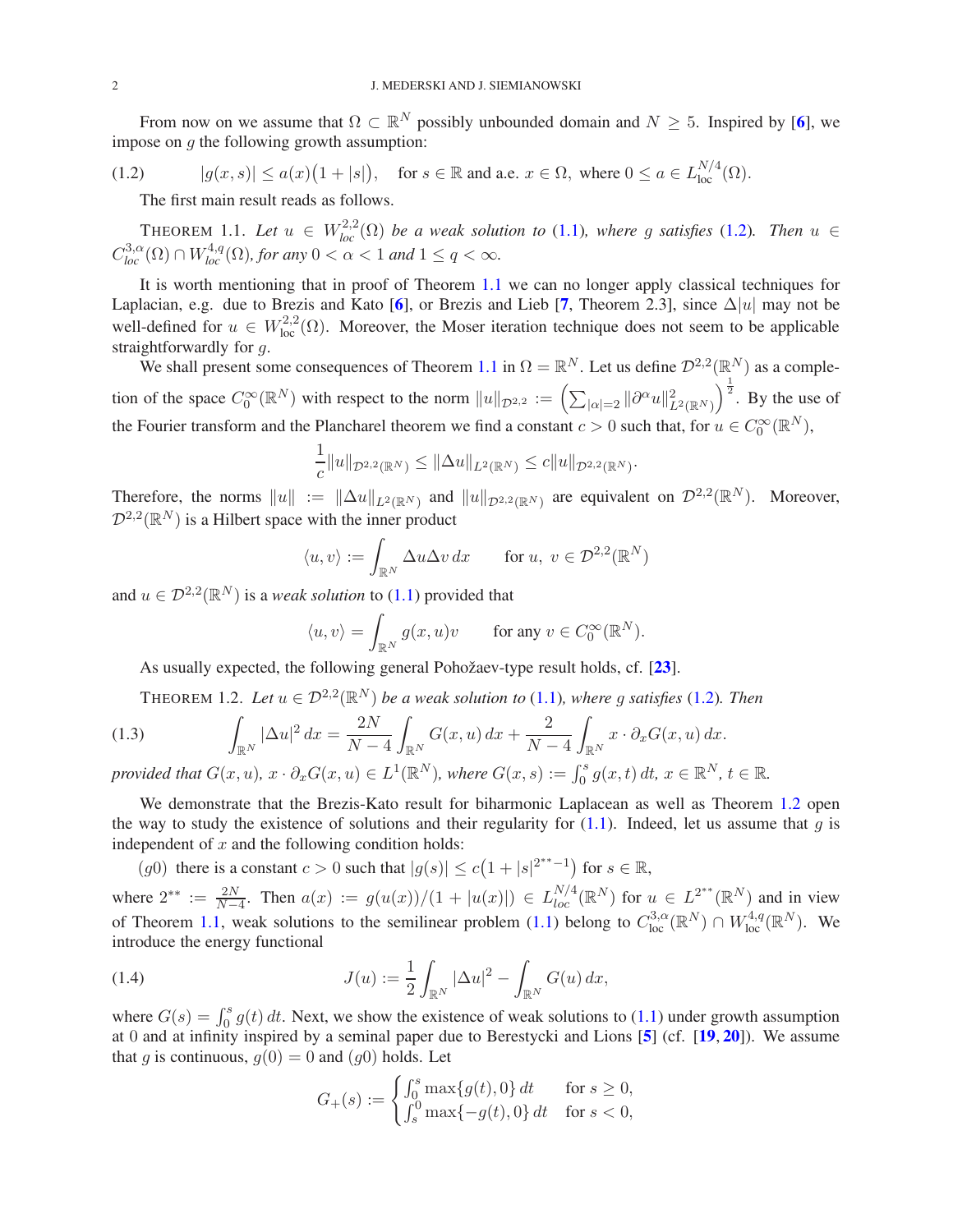From now on we assume that $\Omega \subset \mathbb{R}^N$ possibly unbounded domain and $N \geq 5$. Inspired by [6], we impose on $g$ the following growth assumption:

$$|g(x,s)| \leq a(x)\big(1+|s|\big), \quad \text{for } s \in \mathbb{R} \text{ and a.e. } x \in \Omega, \text{ where } 0 \leq a \in L^{N/4}_{\text{loc}}(\Omega). \tag{1.2}$$

The first main result reads as follows.

**Theorem 1.1.** *Let $u \in W^{2,2}_{loc}(\Omega)$ be a weak solution to (1.1), where $g$ satisfies (1.2). Then $u \in C^{3,\alpha}_{loc}(\Omega) \cap W^{4,q}_{\text{loc}}(\Omega)$, for any $0 < \alpha < 1$ and $1 \leq q < \infty$.*

It is worth mentioning that in proof of Theorem 1.1 we can no longer apply classical techniques for Laplacian, e.g. due to Brezis and Kato [6], or Brezis and Lieb [7, Theorem 2.3], since $\Delta|u|$ may not be well-defined for $u \in W^{2,2}_{\text{loc}}(\Omega)$. Moreover, the Moser iteration technique does not seem to be applicable straightforwardly for $g$.

We shall present some consequences of Theorem 1.1 in $\Omega = \mathbb{R}^N$. Let us define $\mathcal{D}^{2,2}(\mathbb{R}^N)$ as a completion of the space $C_0^\infty(\mathbb{R}^N)$ with respect to the norm $\|u\|_{\mathcal{D}^{2,2}} := \Big(\sum_{|\alpha|=2} \|\partial^\alpha u\|^2_{L^2(\mathbb{R}^N)}\Big)^{\frac{1}{2}}$. By the use of the Fourier transform and the Plancharel theorem we find a constant $c > 0$ such that, for $u \in C_0^\infty(\mathbb{R}^N)$,

$$\frac{1}{c}\|u\|_{\mathcal{D}^{2,2}(\mathbb{R}^N)} \leq \|\Delta u\|_{L^2(\mathbb{R}^N)} \leq c\|u\|_{\mathcal{D}^{2,2}(\mathbb{R}^N)}.$$

Therefore, the norms $\|u\| := \|\Delta u\|_{L^2(\mathbb{R}^N)}$ and $\|u\|_{\mathcal{D}^{2,2}(\mathbb{R}^N)}$ are equivalent on $\mathcal{D}^{2,2}(\mathbb{R}^N)$. Moreover, $\mathcal{D}^{2,2}(\mathbb{R}^N)$ is a Hilbert space with the inner product

$$\langle u, v\rangle := \int_{\mathbb{R}^N} \Delta u \Delta v \, dx \qquad \text{for } u,\ v \in \mathcal{D}^{2,2}(\mathbb{R}^N)$$

and $u \in \mathcal{D}^{2,2}(\mathbb{R}^N)$ is a *weak solution* to (1.1) provided that

$$\langle u, v\rangle = \int_{\mathbb{R}^N} g(x,u)v \qquad \text{for any } v \in C_0^\infty(\mathbb{R}^N).$$

As usually expected, the following general Pohožaev-type result holds, cf. [23].

**Theorem 1.2.** *Let $u \in \mathcal{D}^{2,2}(\mathbb{R}^N)$ be a weak solution to (1.1), where $g$ satisfies (1.2). Then*

$$\int_{\mathbb{R}^N} |\Delta u|^2 \, dx = \frac{2N}{N-4}\int_{\mathbb{R}^N} G(x,u)\, dx + \frac{2}{N-4}\int_{\mathbb{R}^N} x \cdot \partial_x G(x,u)\, dx. \tag{1.3}$$

*provided that $G(x,u)$, $x \cdot \partial_x G(x,u) \in L^1(\mathbb{R}^N)$, where $G(x,s) := \int_0^s g(x,t)\, dt$, $x \in \mathbb{R}^N$, $t \in \mathbb{R}$.*

We demonstrate that the Brezis-Kato result for biharmonic Laplacean as well as Theorem 1.2 open the way to study the existence of solutions and their regularity for (1.1). Indeed, let us assume that $g$ is independent of $x$ and the following condition holds:

$(g0)$ there is a constant $c > 0$ such that $|g(s)| \leq c\big(1 + |s|^{2^{**}-1}\big)$ for $s \in \mathbb{R}$,

where $2^{**} := \frac{2N}{N-4}$. Then $a(x) := g(u(x))/(1 + |u(x)|) \in L^{N/4}_{loc}(\mathbb{R}^N)$ for $u \in L^{2^{**}}(\mathbb{R}^N)$ and in view of Theorem 1.1, weak solutions to the semilinear problem (1.1) belong to $C^{3,\alpha}_{\text{loc}}(\mathbb{R}^N) \cap W^{4,q}_{\text{loc}}(\mathbb{R}^N)$. We introduce the energy functional

$$J(u) := \frac{1}{2}\int_{\mathbb{R}^N} |\Delta u|^2 - \int_{\mathbb{R}^N} G(u)\, dx, \tag{1.4}$$

where $G(s) = \int_0^s g(t)\, dt$. Next, we show the existence of weak solutions to (1.1) under growth assumption at 0 and at infinity inspired by a seminal paper due to Berestycki and Lions [5] (cf. [19, 20]). We assume that $g$ is continuous, $g(0) = 0$ and $(g0)$ holds. Let

$$G_+(s) := \begin{cases} \int_0^s \max\{g(t), 0\}\, dt & \text{for } s \geq 0, \\ \int_s^0 \max\{-g(t), 0\}\, dt & \text{for } s < 0, \end{cases}$$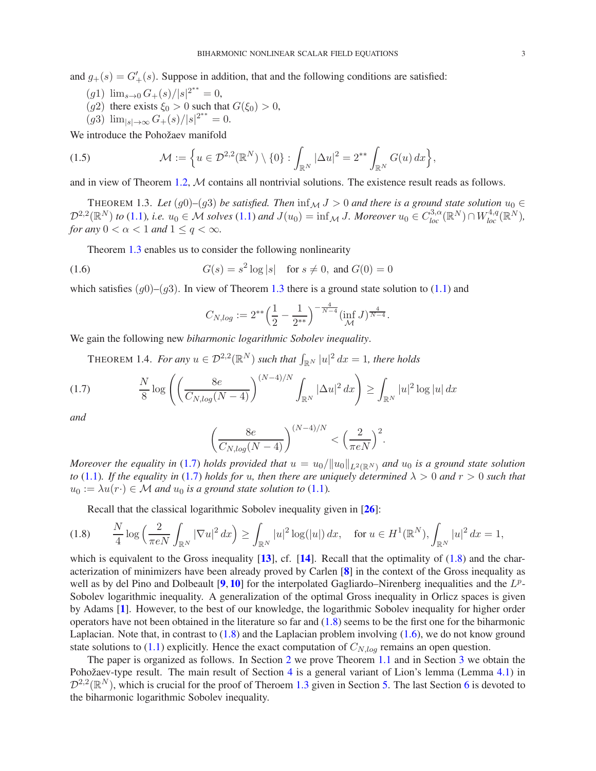and $g_+(s) = G'_+(s)$. Suppose in addition, that and the following conditions are satisfied:

$(g1)$ $\lim_{s\to 0} G_+(s)/|s|^{2^{**}} = 0$,

$(g2)$ there exists $\xi_0 > 0$ such that $G(\xi_0) > 0$,

$(g3)$ $\lim_{|s|\to\infty} G_+(s)/|s|^{2^{**}} = 0$.

We introduce the Pohožaev manifold

$$
\mathcal{M} := \Big\{ u \in \mathcal{D}^{2,2}(\mathbb{R}^N) \setminus \{0\} : \int_{\mathbb{R}^N} |\Delta u|^2 = 2^{**} \int_{\mathbb{R}^N} G(u)\,dx \Big\}, \tag{1.5}
$$

and in view of Theorem 1.2, $\mathcal{M}$ contains all nontrivial solutions. The existence result reads as follows.

THEOREM 1.3. *Let $(g0)$–$(g3)$ be satisfied. Then $\inf_{\mathcal{M}} J > 0$ and there is a ground state solution $u_0 \in \mathcal{D}^{2,2}(\mathbb{R}^N)$ to (1.1), i.e. $u_0 \in \mathcal{M}$ solves (1.1) and $J(u_0) = \inf_{\mathcal{M}} J$. Moreover $u_0 \in C^{3,\alpha}_{loc}(\mathbb{R}^N) \cap W^{4,q}_{loc}(\mathbb{R}^N)$, for any $0 < \alpha < 1$ and $1 \le q < \infty$.*

Theorem 1.3 enables us to consider the following nonlinearity

$$
G(s) = s^2 \log |s| \quad \text{for } s \neq 0, \text{ and } G(0) = 0 \tag{1.6}
$$

which satisfies $(g0)$–$(g3)$. In view of Theorem 1.3 there is a ground state solution to (1.1) and

$$
C_{N,log} := 2^{**}\Big(\frac{1}{2} - \frac{1}{2^{**}}\Big)^{-\frac{4}{N-4}} (\inf_{\mathcal{M}} J)^{\frac{4}{N-4}}.
$$

We gain the following new *biharmonic logarithmic Sobolev inequality*.

THEOREM 1.4. *For any $u \in \mathcal{D}^{2,2}(\mathbb{R}^N)$ such that $\int_{\mathbb{R}^N} |u|^2\,dx = 1$, there holds*

$$
\frac{N}{8} \log \left( \Big( \frac{8e}{C_{N,log}(N-4)} \Big)^{(N-4)/N} \int_{\mathbb{R}^N} |\Delta u|^2\,dx \right) \ge \int_{\mathbb{R}^N} |u|^2 \log |u|\,dx \tag{1.7}
$$

*and*

$$
\Big( \frac{8e}{C_{N,log}(N-4)} \Big)^{(N-4)/N} < \Big( \frac{2}{\pi e N} \Big)^2.
$$

*Moreover the equality in (1.7) holds provided that $u = u_0/\|u_0\|_{L^2(\mathbb{R}^N)}$ and $u_0$ is a ground state solution to (1.1). If the equality in (1.7) holds for $u$, then there are uniquely determined $\lambda > 0$ and $r > 0$ such that $u_0 := \lambda u(r\cdot) \in \mathcal{M}$ and $u_0$ is a ground state solution to (1.1).*

Recall that the classical logarithmic Sobolev inequality given in [26]:

$$
\frac{N}{4} \log \Big( \frac{2}{\pi e N} \int_{\mathbb{R}^N} |\nabla u|^2\,dx \Big) \ge \int_{\mathbb{R}^N} |u|^2 \log(|u|)\,dx, \quad \text{for } u \in H^1(\mathbb{R}^N), \int_{\mathbb{R}^N} |u|^2\,dx = 1, \tag{1.8}
$$

which is equivalent to the Gross inequality [13], cf. [14]. Recall that the optimality of (1.8) and the characterization of minimizers have been already proved by Carlen [8] in the context of the Gross inequality as well as by del Pino and Dolbeault [9, 10] for the interpolated Gagliardo–Nirenberg inequalities and the $L^p$-Sobolev logarithmic inequality. A generalization of the optimal Gross inequality in Orlicz spaces is given by Adams [1]. However, to the best of our knowledge, the logarithmic Sobolev inequality for higher order operators have not been obtained in the literature so far and (1.8) seems to be the first one for the biharmonic Laplacian. Note that, in contrast to (1.8) and the Laplacian problem involving (1.6), we do not know ground state solutions to (1.1) explicitly. Hence the exact computation of $C_{N,log}$ remains an open question.

The paper is organized as follows. In Section 2 we prove Theorem 1.1 and in Section 3 we obtain the Pohožaev-type result. The main result of Section 4 is a general variant of Lion's lemma (Lemma 4.1) in $\mathcal{D}^{2,2}(\mathbb{R}^N)$, which is crucial for the proof of Theroem 1.3 given in Section 5. The last Section 6 is devoted to the biharmonic logarithmic Sobolev inequality.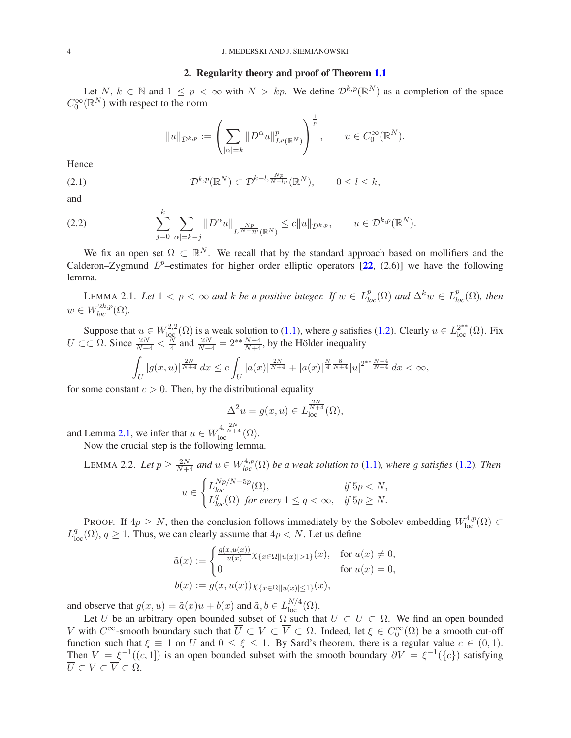## 2. Regularity theory and proof of Theorem 1.1

Let $N,\, k \in \mathbb{N}$ and $1 \le p < \infty$ with $N > kp$. We define $\mathcal{D}^{k,p}(\mathbb{R}^N)$ as a completion of the space $C_0^\infty(\mathbb{R}^N)$ with respect to the norm

$$\|u\|_{\mathcal{D}^{k,p}} := \left( \sum_{|\alpha|=k} \|D^\alpha u\|^p_{L^p(\mathbb{R}^N)} \right)^{\frac{1}{p}}, \qquad u \in C_0^\infty(\mathbb{R}^N).$$

Hence

$$\mathcal{D}^{k,p}(\mathbb{R}^N) \subset \mathcal{D}^{k-l,\frac{Np}{N-lp}}(\mathbb{R}^N), \qquad 0 \le l \le k, \tag{2.1}$$

and

$$\sum_{j=0}^{k} \sum_{|\alpha|=k-j} \|D^\alpha u\|_{L^{\frac{Np}{N-jp}}(\mathbb{R}^N)} \le c\|u\|_{\mathcal{D}^{k,p}}, \qquad u \in \mathcal{D}^{k,p}(\mathbb{R}^N). \tag{2.2}$$

We fix an open set $\Omega \subset \mathbb{R}^N$. We recall that by the standard approach based on mollifiers and the Calderon–Zygmund $L^p$–estimates for higher order elliptic operators [**22**, (2.6)] we have the following lemma.

Lemma 2.1. *Let $1 < p < \infty$ and $k$ be a positive integer. If $w \in L^p_{loc}(\Omega)$ and $\Delta^k w \in L^p_{loc}(\Omega)$, then $w \in W^{2k,p}_{loc}(\Omega)$.*

Suppose that $u \in W^{2,2}_{\text{loc}}(\Omega)$ is a weak solution to (1.1), where $g$ satisfies (1.2). Clearly $u \in L^{2^{**}}_{\text{loc}}(\Omega)$. Fix $U \subset\subset \Omega$. Since $\frac{2N}{N+4} < \frac{N}{4}$ and $\frac{2N}{N+4} = 2^{**}\frac{N-4}{N+4}$, by the Hölder inequality

$$\int_U |g(x,u)|^{\frac{2N}{N+4}}\,dx \le c \int_U |a(x)|^{\frac{2N}{N+4}} + |a(x)|^{\frac{N}{4}\frac{8}{N+4}} |u|^{2^{**}\frac{N-4}{N+4}}\,dx < \infty,$$

for some constant $c > 0$. Then, by the distributional equality

$$\Delta^2 u = g(x,u) \in L^{\frac{2N}{N+4}}_{\text{loc}}(\Omega),$$

and Lemma 2.1, we infer that $u \in W^{4,\frac{2N}{N+4}}_{\text{loc}}(\Omega)$.

Now the crucial step is the following lemma.

Lemma 2.2. *Let $p \ge \frac{2N}{N+4}$ and $u \in W^{4,p}_{loc}(\Omega)$ be a weak solution to (1.1), where $g$ satisfies (1.2). Then*

$$u \in \begin{cases} L^{Np/N-5p}_{loc}(\Omega), & \text{if } 5p < N, \\ L^q_{loc}(\Omega) \text{ for every } 1 \le q < \infty, & \text{if } 5p \ge N. \end{cases}$$

Proof. If $4p \ge N$, then the conclusion follows immediately by the Sobolev embedding $W^{4,p}_{\text{loc}}(\Omega) \subset L^q_{\text{loc}}(\Omega)$, $q \ge 1$. Thus, we can clearly assume that $4p < N$. Let us define

$$\tilde{a}(x) := \begin{cases} \frac{g(x,u(x))}{u(x)} \chi_{\{x\in\Omega \,|\, |u(x)|>1\}}(x), & \text{for } u(x) \ne 0, \\ 0 & \text{for } u(x) = 0, \end{cases}$$
$$b(x) := g(x,u(x))\chi_{\{x\in\Omega \,|\, |u(x)|\le 1\}}(x),$$

and observe that $g(x,u) = \tilde{a}(x)u + b(x)$ and $\tilde{a}, b \in L^{N/4}_{\text{loc}}(\Omega)$.

Let $U$ be an arbitrary open bounded subset of $\Omega$ such that $U \subset \overline{U} \subset \Omega$. We find an open bounded $V$ with $C^\infty$-smooth boundary such that $\overline{U} \subset V \subset \overline{V} \subset \Omega$. Indeed, let $\xi \in C_0^\infty(\Omega)$ be a smooth cut-off function such that $\xi \equiv 1$ on $U$ and $0 \le \xi \le 1$. By Sard's theorem, there is a regular value $c \in (0,1)$. Then $V = \xi^{-1}((c,1])$ is an open bounded subset with the smooth boundary $\partial V = \xi^{-1}(\{c\})$ satisfying $\overline{U} \subset V \subset \overline{V} \subset \Omega$.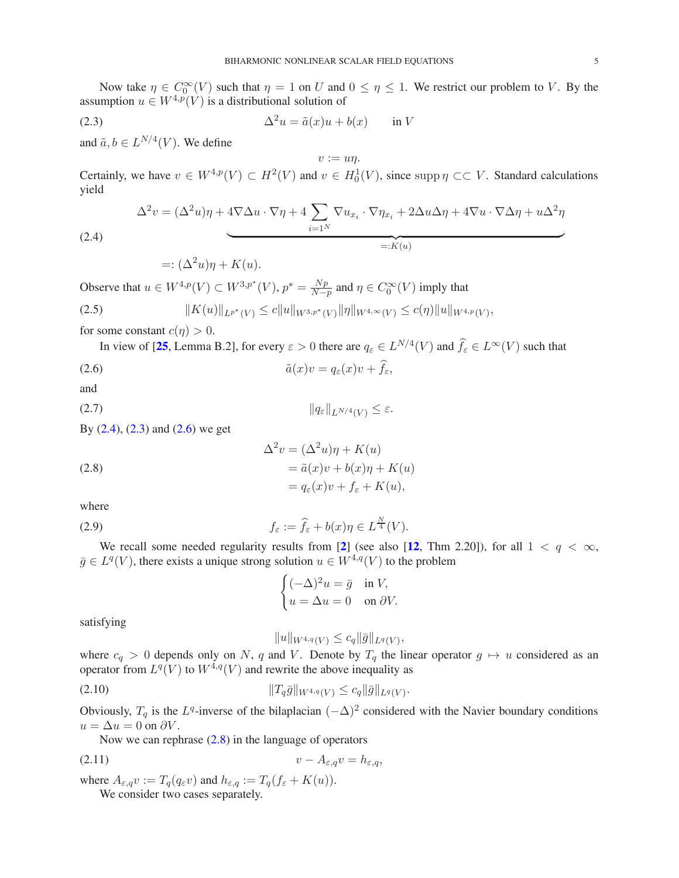Now take $\eta \in C_0^\infty(V)$ such that $\eta = 1$ on $U$ and $0 \leq \eta \leq 1$. We restrict our problem to $V$. By the assumption $u \in W^{4,p}(V)$ is a distributional solution of

$$\Delta^2 u = \tilde{a}(x)u + b(x) \qquad \text{in } V \tag{2.3}$$

and $\tilde{a}, b \in L^{N/4}(V)$. We define

$$v := u\eta.$$

Certainly, we have $v \in W^{4,p}(V) \subset H^2(V)$ and $v \in H_0^1(V)$, since $\operatorname{supp} \eta \subset\subset V$. Standard calculations yield

$$\begin{aligned}
\Delta^2 v &= (\Delta^2 u)\eta + \underbrace{4\nabla\Delta u \cdot \nabla\eta + 4\sum_{i=1^N} \nabla u_{x_i} \cdot \nabla\eta_{x_i} + 2\Delta u \Delta\eta + 4\nabla u \cdot \nabla\Delta\eta + u\Delta^2\eta}_{=:K(u)} \\
&=: (\Delta^2 u)\eta + K(u).
\end{aligned} \tag{2.4}$$

Observe that $u \in W^{4,p}(V) \subset W^{3,p^*}(V)$, $p^* = \frac{Np}{N-p}$ and $\eta \in C_0^\infty(V)$ imply that

$$\|K(u)\|_{L^{p^*}(V)} \leq c\|u\|_{W^{3,p^*}(V)}\|\eta\|_{W^{4,\infty}(V)} \leq c(\eta)\|u\|_{W^{4,p}(V)}, \tag{2.5}$$

for some constant $c(\eta) > 0$.

In view of [25, Lemma B.2], for every $\varepsilon > 0$ there are $q_\varepsilon \in L^{N/4}(V)$ and $\widehat{f}_\varepsilon \in L^\infty(V)$ such that

$$\tilde{a}(x)v = q_\varepsilon(x)v + \widehat{f}_\varepsilon, \tag{2.6}$$

and

$$\|q_\varepsilon\|_{L^{N/4}(V)} \leq \varepsilon. \tag{2.7}$$

By (2.4), (2.3) and (2.6) we get

$$\begin{aligned}
\Delta^2 v &= (\Delta^2 u)\eta + K(u) \\
&= \tilde{a}(x)v + b(x)\eta + K(u) \\
&= q_\varepsilon(x)v + f_\varepsilon + K(u),
\end{aligned} \tag{2.8}$$

where

$$f_\varepsilon := \widehat{f}_\varepsilon + b(x)\eta \in L^{\frac{N}{4}}(V). \tag{2.9}$$

We recall some needed regularity results from [2] (see also [12, Thm 2.20]), for all $1 < q < \infty$, $\bar{g} \in L^q(V)$, there exists a unique strong solution $u \in W^{4,q}(V)$ to the problem

$$\begin{cases} (-\Delta)^2 u = \bar{g} & \text{in } V, \\ u = \Delta u = 0 & \text{on } \partial V. \end{cases}$$

satisfying

$$\|u\|_{W^{4,q}(V)} \leq c_q\|\bar{g}\|_{L^q(V)},$$

where $c_q > 0$ depends only on $N$, $q$ and $V$. Denote by $T_q$ the linear operator $g \mapsto u$ considered as an operator from $L^q(V)$ to $W^{4,q}(V)$ and rewrite the above inequality as

$$\|T_q\bar{g}\|_{W^{4,q}(V)} \leq c_q\|\bar{g}\|_{L^q(V)}. \tag{2.10}$$

Obviously, $T_q$ is the $L^q$-inverse of the bilaplacian $(-\Delta)^2$ considered with the Navier boundary conditions $u = \Delta u = 0$ on $\partial V$.

Now we can rephrase (2.8) in the language of operators

$$v - A_{\varepsilon,q}v = h_{\varepsilon,q}, \tag{2.11}$$

where $A_{\varepsilon,q}v := T_q(q_\varepsilon v)$ and $h_{\varepsilon,q} := T_q(f_\varepsilon + K(u))$.

We consider two cases separately.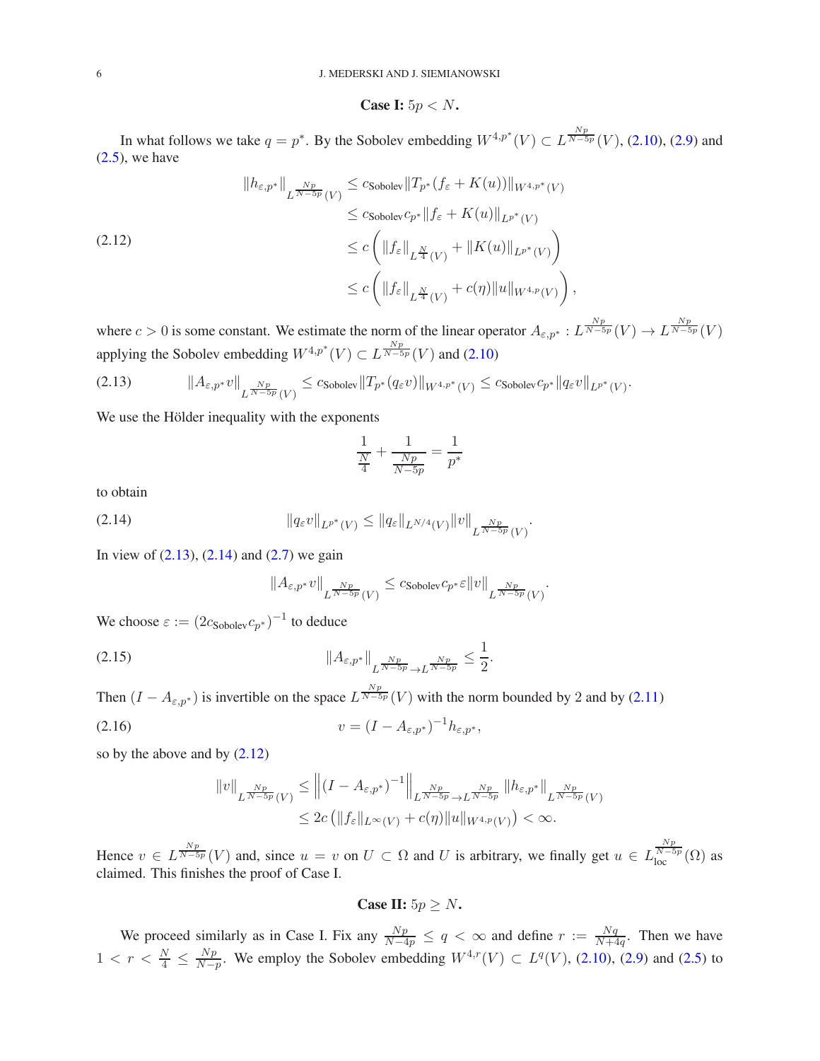**Case I:** $5p < N$**.**

In what follows we take $q = p^*$. By the Sobolev embedding $W^{4,p^*}(V) \subset L^{\frac{Np}{N-5p}}(V)$, (2.10), (2.9) and (2.5), we have

$$
\begin{aligned}
\|h_{\varepsilon,p^*}\|_{L^{\frac{Np}{N-5p}}(V)} &\leq c_{\text{Sobolev}} \|T_{p^*}(f_\varepsilon + K(u))\|_{W^{4,p^*}(V)} \\
&\leq c_{\text{Sobolev}} c_{p^*} \|f_\varepsilon + K(u)\|_{L^{p^*}(V)} \\
&\leq c \left( \|f_\varepsilon\|_{L^{\frac{N}{4}}(V)} + \|K(u)\|_{L^{p^*}(V)} \right) \\
&\leq c \left( \|f_\varepsilon\|_{L^{\frac{N}{4}}(V)} + c(\eta) \|u\|_{W^{4,p}(V)} \right),
\end{aligned} \tag{2.12}
$$

where $c > 0$ is some constant. We estimate the norm of the linear operator $A_{\varepsilon,p^*} : L^{\frac{Np}{N-5p}}(V) \to L^{\frac{Np}{N-5p}}(V)$ applying the Sobolev embedding $W^{4,p^*}(V) \subset L^{\frac{Np}{N-5p}}(V)$ and (2.10)

$$
\|A_{\varepsilon,p^*} v\|_{L^{\frac{Np}{N-5p}}(V)} \leq c_{\text{Sobolev}} \|T_{p^*}(q_\varepsilon v)\|_{W^{4,p^*}(V)} \leq c_{\text{Sobolev}} c_{p^*} \|q_\varepsilon v\|_{L^{p^*}(V)}. \tag{2.13}
$$

We use the Hölder inequality with the exponents

$$
\frac{1}{\frac{N}{4}} + \frac{1}{\frac{Np}{N-5p}} = \frac{1}{p^*}
$$

to obtain

$$
\|q_\varepsilon v\|_{L^{p^*}(V)} \leq \|q_\varepsilon\|_{L^{N/4}(V)} \|v\|_{L^{\frac{Np}{N-5p}}(V)}. \tag{2.14}
$$

In view of (2.13), (2.14) and (2.7) we gain

$$
\|A_{\varepsilon,p^*} v\|_{L^{\frac{Np}{N-5p}}(V)} \leq c_{\text{Sobolev}} c_{p^*} \varepsilon \|v\|_{L^{\frac{Np}{N-5p}}(V)}.
$$

We choose $\varepsilon := (2 c_{\text{Sobolev}} c_{p^*})^{-1}$ to deduce

$$
\|A_{\varepsilon,p^*}\|_{L^{\frac{Np}{N-5p}} \to L^{\frac{Np}{N-5p}}} \leq \frac{1}{2}. \tag{2.15}
$$

Then $(I - A_{\varepsilon,p^*})$ is invertible on the space $L^{\frac{Np}{N-5p}}(V)$ with the norm bounded by 2 and by (2.11)

$$
v = (I - A_{\varepsilon,p^*})^{-1} h_{\varepsilon,p^*}, \tag{2.16}
$$

so by the above and by (2.12)

$$
\begin{aligned}
\|v\|_{L^{\frac{Np}{N-5p}}(V)} &\leq \left\| (I - A_{\varepsilon,p^*})^{-1} \right\|_{L^{\frac{Np}{N-5p}} \to L^{\frac{Np}{N-5p}}} \|h_{\varepsilon,p^*}\|_{L^{\frac{Np}{N-5p}}(V)} \\
&\leq 2c \left( \|f_\varepsilon\|_{L^\infty(V)} + c(\eta) \|u\|_{W^{4,p}(V)} \right) < \infty.
\end{aligned}
$$

Hence $v \in L^{\frac{Np}{N-5p}}(V)$ and, since $u = v$ on $U \subset \Omega$ and $U$ is arbitrary, we finally get $u \in L^{\frac{Np}{N-5p}}_{\text{loc}}(\Omega)$ as claimed. This finishes the proof of Case I.

**Case II:** $5p \geq N$**.**

We proceed similarly as in Case I. Fix any $\frac{Np}{N-4p} \leq q < \infty$ and define $r := \frac{Nq}{N+4q}$. Then we have $1 < r < \frac{N}{4} \leq \frac{Np}{N-p}$. We employ the Sobolev embedding $W^{4,r}(V) \subset L^q(V)$, (2.10), (2.9) and (2.5) to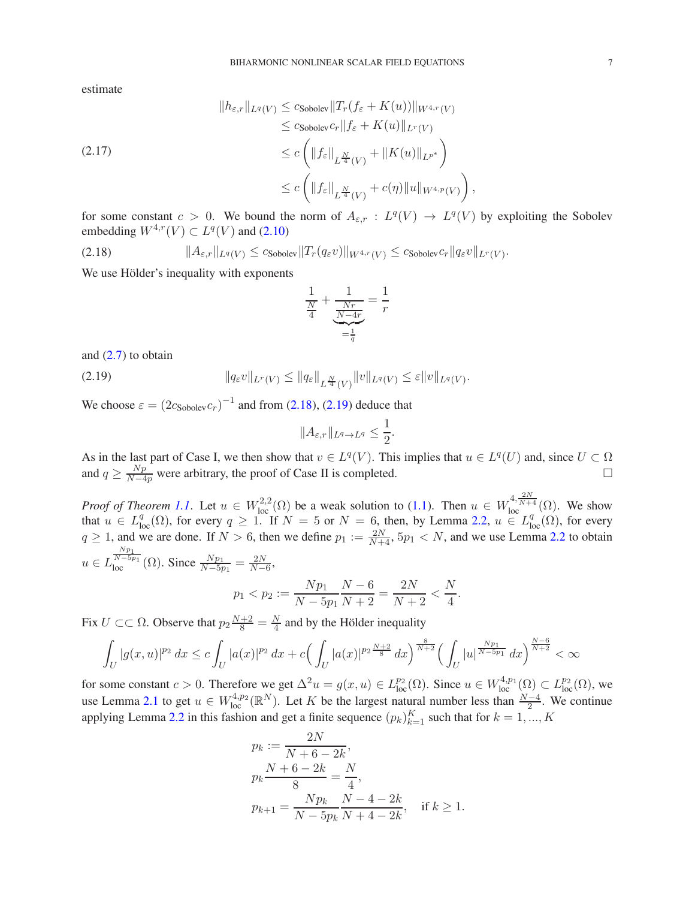estimate

$$
\begin{aligned}
\|h_{\varepsilon,r}\|_{L^q(V)} &\leq c_{\text{Sobolev}} \|T_r(f_\varepsilon + K(u))\|_{W^{4,r}(V)} \\
&\leq c_{\text{Sobolev}} c_r \|f_\varepsilon + K(u)\|_{L^r(V)} \\
&\leq c \left( \|f_\varepsilon\|_{L^{\frac{N}{4}}(V)} + \|K(u)\|_{L^{p^*}} \right) \\
&\leq c \left( \|f_\varepsilon\|_{L^{\frac{N}{4}}(V)} + c(\eta) \|u\|_{W^{4,p}(V)} \right),
\end{aligned} \tag{2.17}
$$

for some constant $c > 0$. We bound the norm of $A_{\varepsilon,r} : L^q(V) \to L^q(V)$ by exploiting the Sobolev embedding $W^{4,r}(V) \subset L^q(V)$ and (2.10)

$$
\|A_{\varepsilon,r}\|_{L^q(V)} \leq c_{\text{Sobolev}} \|T_r(q_\varepsilon v)\|_{W^{4,r}(V)} \leq c_{\text{Sobolev}} c_r \|q_\varepsilon v\|_{L^r(V)}. \tag{2.18}
$$

We use Hölder's inequality with exponents

$$
\frac{1}{\frac{N}{4}} + \underbrace{\frac{1}{\frac{Nr}{N-4r}}}_{=\frac{1}{q}} = \frac{1}{r}
$$

and (2.7) to obtain

$$
\|q_\varepsilon v\|_{L^r(V)} \leq \|q_\varepsilon\|_{L^{\frac{N}{4}}(V)} \|v\|_{L^q(V)} \leq \varepsilon \|v\|_{L^q(V)}. \tag{2.19}
$$

We choose $\varepsilon = (2c_{\text{Sobolev}} c_r)^{-1}$ and from (2.18), (2.19) deduce that

$$
\|A_{\varepsilon,r}\|_{L^q \to L^q} \leq \frac{1}{2}.
$$

As in the last part of Case I, we then show that $v \in L^q(V)$. This implies that $u \in L^q(U)$ and, since $U \subset \Omega$ and $q \geq \frac{Np}{N-4p}$ were arbitrary, the proof of Case II is completed. $\square$

*Proof of Theorem 1.1.* Let $u \in W^{2,2}_{\text{loc}}(\Omega)$ be a weak solution to (1.1). Then $u \in W^{4,\frac{2N}{N+4}}_{\text{loc}}(\Omega)$. We show that $u \in L^q_{\text{loc}}(\Omega)$, for every $q \geq 1$. If $N = 5$ or $N = 6$, then, by Lemma 2.2, $u \in L^q_{\text{loc}}(\Omega)$, for every $q \geq 1$, and we are done. If $N > 6$, then we define $p_1 := \frac{2N}{N+4}$, $5p_1 < N$, and we use Lemma 2.2 to obtain $u \in L^{\frac{Np_1}{N-5p_1}}_{\text{loc}}(\Omega)$. Since $\frac{Np_1}{N-5p_1} = \frac{2N}{N-6}$,

$$
p_1 < p_2 := \frac{Np_1}{N-5p_1} \frac{N-6}{N+2} = \frac{2N}{N+2} < \frac{N}{4}.
$$

Fix $U \subset\subset \Omega$. Observe that $p_2 \frac{N+2}{8} = \frac{N}{4}$ and by the Hölder inequality

$$
\int_U |g(x,u)|^{p_2}\, dx \leq c \int_U |a(x)|^{p_2}\, dx + c \Big( \int_U |a(x)|^{p_2 \frac{N+2}{8}}\, dx \Big)^{\frac{8}{N+2}} \Big( \int_U |u|^{\frac{Np_1}{N-5p_1}}\, dx \Big)^{\frac{N-6}{N+2}} < \infty
$$

for some constant $c > 0$. Therefore we get $\Delta^2 u = g(x,u) \in L^{p_2}_{\text{loc}}(\Omega)$. Since $u \in W^{4,p_1}_{\text{loc}}(\Omega) \subset L^{p_2}_{\text{loc}}(\Omega)$, we use Lemma 2.1 to get $u \in W^{4,p_2}_{\text{loc}}(\mathbb{R}^N)$. Let $K$ be the largest natural number less than $\frac{N-4}{2}$. We continue applying Lemma 2.2 in this fashion and get a finite sequence $(p_k)_{k=1}^K$ such that for $k = 1, \ldots, K$

$$
\begin{aligned}
p_k &:= \frac{2N}{N+6-2k}, \\
p_k \frac{N+6-2k}{8} &= \frac{N}{4}, \\
p_{k+1} &= \frac{Np_k}{N-5p_k} \frac{N-4-2k}{N+4-2k}, \quad \text{if } k \geq 1.
\end{aligned}
$$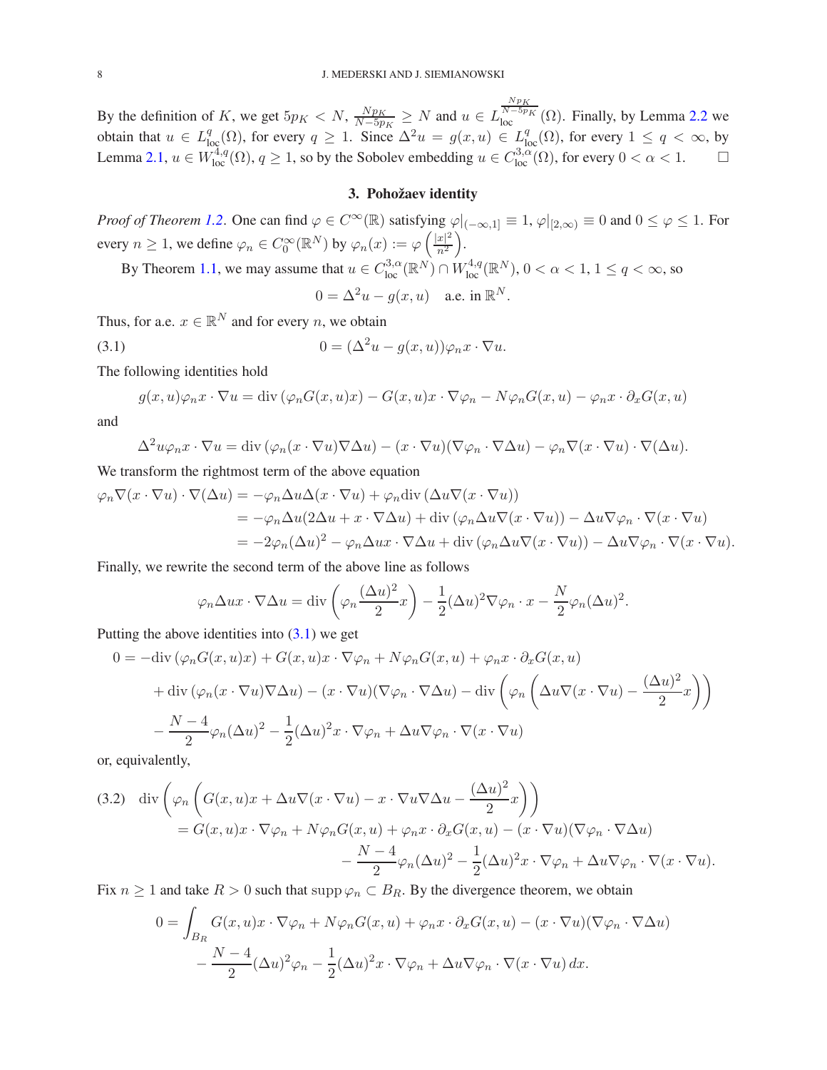By the definition of $K$, we get $5p_K < N$, $\frac{Np_K}{N-5p_K} \geq N$ and $u \in L^{\frac{Np_K}{N-5p_K}}_{\text{loc}}(\Omega)$. Finally, by Lemma 2.2 we obtain that $u \in L^q_{\text{loc}}(\Omega)$, for every $q \geq 1$. Since $\Delta^2 u = g(x,u) \in L^q_{\text{loc}}(\Omega)$, for every $1 \leq q < \infty$, by Lemma 2.1, $u \in W^{4,q}_{\text{loc}}(\Omega)$, $q \geq 1$, so by the Sobolev embedding $u \in C^{3,\alpha}_{\text{loc}}(\Omega)$, for every $0 < \alpha < 1$. □

## 3. Pohožaev identity

*Proof of Theorem 1.2.* One can find $\varphi \in C^\infty(\mathbb{R})$ satisfying $\varphi|_{(-\infty,1]} \equiv 1$, $\varphi|_{[2,\infty)} \equiv 0$ and $0 \leq \varphi \leq 1$. For every $n \geq 1$, we define $\varphi_n \in C_0^\infty(\mathbb{R}^N)$ by $\varphi_n(x) := \varphi\left(\frac{|x|^2}{n^2}\right)$.

By Theorem 1.1, we may assume that $u \in C^{3,\alpha}_{\text{loc}}(\mathbb{R}^N) \cap W^{4,q}_{\text{loc}}(\mathbb{R}^N)$, $0 < \alpha < 1$, $1 \leq q < \infty$, so

$$0 = \Delta^2 u - g(x,u) \quad \text{a.e. in } \mathbb{R}^N.$$

Thus, for a.e. $x \in \mathbb{R}^N$ and for every $n$, we obtain

$$0 = (\Delta^2 u - g(x,u))\varphi_n x \cdot \nabla u. \tag{3.1}$$

The following identities hold

$$g(x,u)\varphi_n x \cdot \nabla u = \operatorname{div}(\varphi_n G(x,u)x) - G(x,u)x \cdot \nabla\varphi_n - N\varphi_n G(x,u) - \varphi_n x \cdot \partial_x G(x,u)$$

and

$$\Delta^2 u \varphi_n x \cdot \nabla u = \operatorname{div}(\varphi_n (x \cdot \nabla u)\nabla\Delta u) - (x \cdot \nabla u)(\nabla\varphi_n \cdot \nabla\Delta u) - \varphi_n \nabla(x \cdot \nabla u) \cdot \nabla(\Delta u).$$

We transform the rightmost term of the above equation

$$\begin{aligned}
\varphi_n \nabla(x \cdot \nabla u) \cdot \nabla(\Delta u) &= -\varphi_n \Delta u \Delta(x \cdot \nabla u) + \varphi_n \operatorname{div}(\Delta u \nabla(x \cdot \nabla u)) \\
&= -\varphi_n \Delta u(2\Delta u + x \cdot \nabla\Delta u) + \operatorname{div}(\varphi_n \Delta u \nabla(x \cdot \nabla u)) - \Delta u \nabla\varphi_n \cdot \nabla(x \cdot \nabla u) \\
&= -2\varphi_n(\Delta u)^2 - \varphi_n \Delta u x \cdot \nabla\Delta u + \operatorname{div}(\varphi_n \Delta u \nabla(x \cdot \nabla u)) - \Delta u \nabla\varphi_n \cdot \nabla(x \cdot \nabla u).
\end{aligned}$$

Finally, we rewrite the second term of the above line as follows

$$\varphi_n \Delta u x \cdot \nabla\Delta u = \operatorname{div}\left(\varphi_n \frac{(\Delta u)^2}{2} x\right) - \frac{1}{2}(\Delta u)^2 \nabla\varphi_n \cdot x - \frac{N}{2}\varphi_n(\Delta u)^2.$$

Putting the above identities into (3.1) we get

$$\begin{aligned}
0 = &-\operatorname{div}(\varphi_n G(x,u)x) + G(x,u)x \cdot \nabla\varphi_n + N\varphi_n G(x,u) + \varphi_n x \cdot \partial_x G(x,u) \\
&+ \operatorname{div}(\varphi_n (x \cdot \nabla u)\nabla\Delta u) - (x \cdot \nabla u)(\nabla\varphi_n \cdot \nabla\Delta u) - \operatorname{div}\left(\varphi_n\left(\Delta u \nabla(x \cdot \nabla u) - \frac{(\Delta u)^2}{2}x\right)\right) \\
&- \frac{N-4}{2}\varphi_n(\Delta u)^2 - \frac{1}{2}(\Delta u)^2 x \cdot \nabla\varphi_n + \Delta u \nabla\varphi_n \cdot \nabla(x \cdot \nabla u)
\end{aligned}$$

or, equivalently,

$$\begin{aligned}
&\operatorname{div}\left(\varphi_n\left(G(x,u)x + \Delta u \nabla(x \cdot \nabla u) - x \cdot \nabla u \nabla\Delta u - \frac{(\Delta u)^2}{2}x\right)\right) \\
&\quad = G(x,u)x \cdot \nabla\varphi_n + N\varphi_n G(x,u) + \varphi_n x \cdot \partial_x G(x,u) - (x \cdot \nabla u)(\nabla\varphi_n \cdot \nabla\Delta u) \\
&\qquad - \frac{N-4}{2}\varphi_n(\Delta u)^2 - \frac{1}{2}(\Delta u)^2 x \cdot \nabla\varphi_n + \Delta u \nabla\varphi_n \cdot \nabla(x \cdot \nabla u).
\end{aligned} \tag{3.2}$$

Fix $n \geq 1$ and take $R > 0$ such that $\operatorname{supp}\varphi_n \subset B_R$. By the divergence theorem, we obtain

$$\begin{aligned}
0 = \int_{B_R} &G(x,u)x \cdot \nabla\varphi_n + N\varphi_n G(x,u) + \varphi_n x \cdot \partial_x G(x,u) - (x \cdot \nabla u)(\nabla\varphi_n \cdot \nabla\Delta u) \\
&- \frac{N-4}{2}(\Delta u)^2\varphi_n - \frac{1}{2}(\Delta u)^2 x \cdot \nabla\varphi_n + \Delta u \nabla\varphi_n \cdot \nabla(x \cdot \nabla u)\, dx.
\end{aligned}$$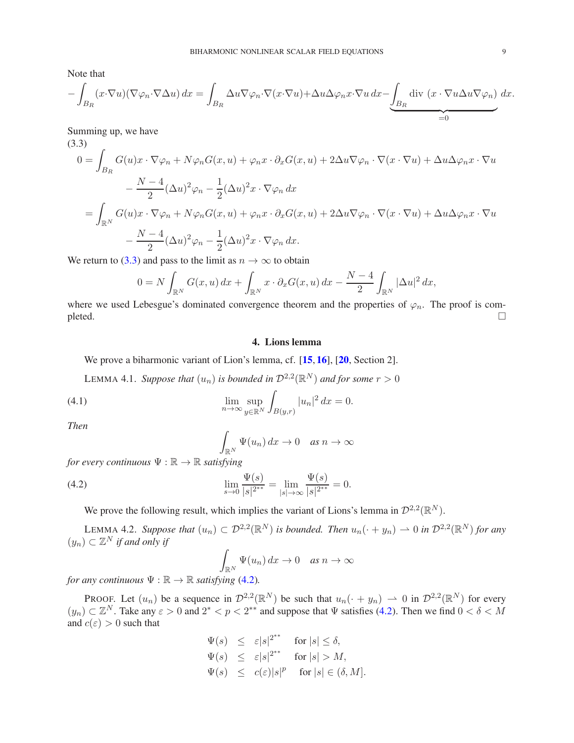Note that

$$-\int_{B_R} (x\cdot\nabla u)(\nabla\varphi_n\cdot\nabla\Delta u)\,dx = \int_{B_R} \Delta u\nabla\varphi_n\cdot\nabla(x\cdot\nabla u)+\Delta u\Delta\varphi_n x\cdot\nabla u\,dx - \underbrace{\int_{B_R} \mathrm{div}\,(x\cdot\nabla u\Delta u\nabla\varphi_n)\,dx}_{=0}.$$

Summing up, we have

(3.3)

$$\begin{aligned}
0 &= \int_{B_R} G(u)x\cdot\nabla\varphi_n + N\varphi_n G(x,u) + \varphi_n x\cdot\partial_x G(x,u) + 2\Delta u\nabla\varphi_n\cdot\nabla(x\cdot\nabla u) + \Delta u\Delta\varphi_n x\cdot\nabla u \\
&\qquad - \frac{N-4}{2}(\Delta u)^2\varphi_n - \frac{1}{2}(\Delta u)^2 x\cdot\nabla\varphi_n\,dx \\
&= \int_{\mathbb{R}^N} G(u)x\cdot\nabla\varphi_n + N\varphi_n G(x,u) + \varphi_n x\cdot\partial_x G(x,u) + 2\Delta u\nabla\varphi_n\cdot\nabla(x\cdot\nabla u) + \Delta u\Delta\varphi_n x\cdot\nabla u \\
&\qquad - \frac{N-4}{2}(\Delta u)^2\varphi_n - \frac{1}{2}(\Delta u)^2 x\cdot\nabla\varphi_n\,dx.
\end{aligned}$$

We return to (3.3) and pass to the limit as $n\to\infty$ to obtain

$$0 = N\int_{\mathbb{R}^N} G(x,u)\,dx + \int_{\mathbb{R}^N} x\cdot\partial_x G(x,u)\,dx - \frac{N-4}{2}\int_{\mathbb{R}^N} |\Delta u|^2\,dx,$$

where we used Lebesgue's dominated convergence theorem and the properties of $\varphi_n$. The proof is completed. □

## 4. Lions lemma

We prove a biharmonic variant of Lion's lemma, cf. [15, 16], [20, Section 2].

LEMMA 4.1. *Suppose that $(u_n)$ is bounded in $\mathcal{D}^{2,2}(\mathbb{R}^N)$ and for some $r>0$*

$$\lim_{n\to\infty}\sup_{y\in\mathbb{R}^N}\int_{B(y,r)} |u_n|^2\,dx = 0. \tag{4.1}$$

*Then*

$$\int_{\mathbb{R}^N}\Psi(u_n)\,dx \to 0 \quad \text{as } n\to\infty$$

*for every continuous $\Psi:\mathbb{R}\to\mathbb{R}$ satisfying*

$$\lim_{s\to 0}\frac{\Psi(s)}{|s|^{2^{**}}} = \lim_{|s|\to\infty}\frac{\Psi(s)}{|s|^{2^{**}}} = 0. \tag{4.2}$$

We prove the following result, which implies the variant of Lions's lemma in $\mathcal{D}^{2,2}(\mathbb{R}^N)$.

LEMMA 4.2. *Suppose that $(u_n)\subset\mathcal{D}^{2,2}(\mathbb{R}^N)$ is bounded. Then $u_n(\cdot+y_n)\rightharpoonup 0$ in $\mathcal{D}^{2,2}(\mathbb{R}^N)$ for any $(y_n)\subset\mathbb{Z}^N$ if and only if*

$$\int_{\mathbb{R}^N}\Psi(u_n)\,dx \to 0 \quad \text{as } n\to\infty$$

*for any continuous $\Psi:\mathbb{R}\to\mathbb{R}$ satisfying (4.2).*

PROOF. Let $(u_n)$ be a sequence in $\mathcal{D}^{2,2}(\mathbb{R}^N)$ be such that $u_n(\cdot+y_n)\rightharpoonup 0$ in $\mathcal{D}^{2,2}(\mathbb{R}^N)$ for every $(y_n)\subset\mathbb{Z}^N$. Take any $\varepsilon>0$ and $2^*<p<2^{**}$ and suppose that $\Psi$ satisfies (4.2). Then we find $0<\delta<M$ and $c(\varepsilon)>0$ such that

$$\begin{aligned}
\Psi(s) &\le \varepsilon|s|^{2^{**}} && \text{for } |s|\le\delta,\\
\Psi(s) &\le \varepsilon|s|^{2^{**}} && \text{for } |s|>M,\\
\Psi(s) &\le c(\varepsilon)|s|^p && \text{for } |s|\in(\delta,M].
\end{aligned}$$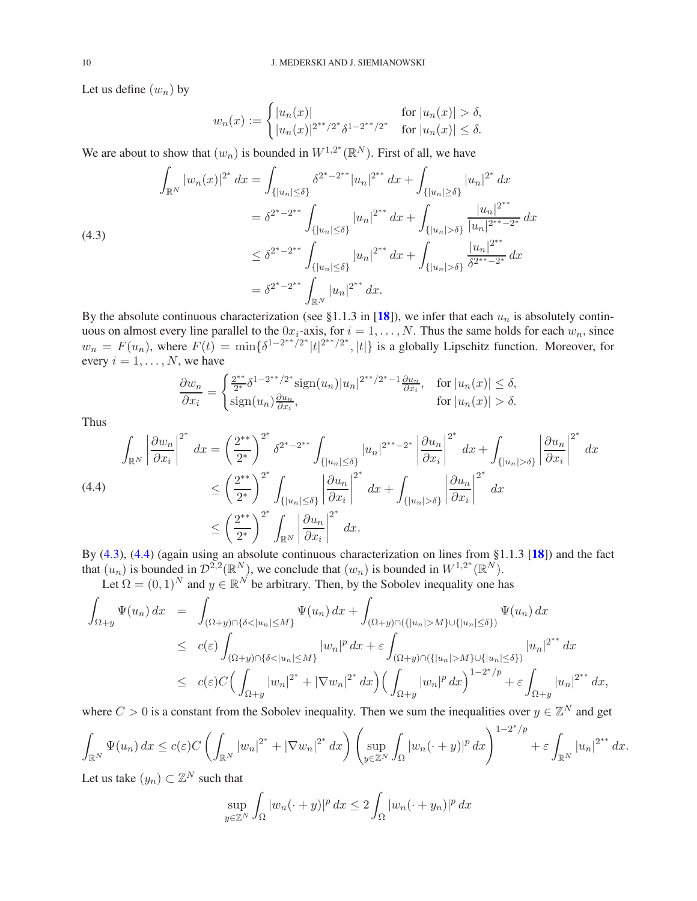Let us define $(w_n)$ by

$$w_n(x) := \begin{cases} |u_n(x)| & \text{for } |u_n(x)| > \delta, \\ |u_n(x)|^{2^{**}/2^*}\delta^{1-2^{**}/2^*} & \text{for } |u_n(x)| \le \delta. \end{cases}$$

We are about to show that $(w_n)$ is bounded in $W^{1,2^*}(\mathbb{R}^N)$. First of all, we have

$$\begin{aligned}
\int_{\mathbb{R}^N} |w_n(x)|^{2^*}\,dx &= \int_{\{|u_n|\le\delta\}} \delta^{2^*-2^{**}}|u_n|^{2^{**}}\,dx + \int_{\{|u_n|\ge\delta\}} |u_n|^{2^*}\,dx \\
&= \delta^{2^*-2^{**}}\int_{\{|u_n|\le\delta\}} |u_n|^{2^{**}}\,dx + \int_{\{|u_n|>\delta\}} \frac{|u_n|^{2^{**}}}{|u_n|^{2^{**}-2^*}}\,dx \\
&\le \delta^{2^*-2^{**}}\int_{\{|u_n|\le\delta\}} |u_n|^{2^{**}}\,dx + \int_{\{|u_n|>\delta\}} \frac{|u_n|^{2^{**}}}{\delta^{2^{**}-2^*}}\,dx \\
&= \delta^{2^*-2^{**}}\int_{\mathbb{R}^N} |u_n|^{2^{**}}\,dx.
\end{aligned} \tag{4.3}$$

By the absolute continuous characterization (see §1.1.3 in [18]), we infer that each $u_n$ is absolutely continuous on almost every line parallel to the $0x_i$-axis, for $i = 1, \ldots, N$. Thus the same holds for each $w_n$, since $w_n = F(u_n)$, where $F(t) = \min\{\delta^{1-2^{**}/2^*}|t|^{2^{**}/2^*}, |t|\}$ is a globally Lipschitz function. Moreover, for every $i = 1, \ldots, N$, we have

$$\frac{\partial w_n}{\partial x_i} = \begin{cases} \frac{2^{**}}{2^*}\delta^{1-2^{**}/2^*}\operatorname{sign}(u_n)|u_n|^{2^{**}/2^*-1}\frac{\partial u_n}{\partial x_i}, & \text{for } |u_n(x)| \le \delta, \\ \operatorname{sign}(u_n)\frac{\partial u_n}{\partial x_i}, & \text{for } |u_n(x)| > \delta. \end{cases}$$

Thus

$$\begin{aligned}
\int_{\mathbb{R}^N} \left|\frac{\partial w_n}{\partial x_i}\right|^{2^*} dx &= \left(\frac{2^{**}}{2^*}\right)^{2^*} \delta^{2^*-2^{**}} \int_{\{|u_n|\le\delta\}} |u_n|^{2^{**}-2^*}\left|\frac{\partial u_n}{\partial x_i}\right|^{2^*} dx + \int_{\{|u_n|>\delta\}} \left|\frac{\partial u_n}{\partial x_i}\right|^{2^*} dx \\
&\le \left(\frac{2^{**}}{2^*}\right)^{2^*} \int_{\{|u_n|\le\delta\}} \left|\frac{\partial u_n}{\partial x_i}\right|^{2^*} dx + \int_{\{|u_n|>\delta\}} \left|\frac{\partial u_n}{\partial x_i}\right|^{2^*} dx \\
&\le \left(\frac{2^{**}}{2^*}\right)^{2^*} \int_{\mathbb{R}^N} \left|\frac{\partial u_n}{\partial x_i}\right|^{2^*} dx.
\end{aligned} \tag{4.4}$$

By (4.3), (4.4) (again using an absolute continuous characterization on lines from §1.1.3 [18]) and the fact that $(u_n)$ is bounded in $\mathcal{D}^{2,2}(\mathbb{R}^N)$, we conclude that $(w_n)$ is bounded in $W^{1,2^*}(\mathbb{R}^N)$.

Let $\Omega = (0,1)^N$ and $y \in \mathbb{R}^N$ be arbitrary. Then, by the Sobolev inequality one has

$$\begin{aligned}
\int_{\Omega+y} \Psi(u_n)\,dx &= \int_{(\Omega+y)\cap\{\delta<|u_n|\le M\}} \Psi(u_n)\,dx + \int_{(\Omega+y)\cap(\{|u_n|>M\}\cup\{|u_n|\le\delta\})} \Psi(u_n)\,dx \\
&\le c(\varepsilon)\int_{(\Omega+y)\cap\{\delta<|u_n|\le M\}} |w_n|^p\,dx + \varepsilon\int_{(\Omega+y)\cap(\{|u_n|>M\}\cup\{|u_n|\le\delta\})} |u_n|^{2^{**}}\,dx \\
&\le c(\varepsilon)C\Big(\int_{\Omega+y} |w_n|^{2^*} + |\nabla w_n|^{2^*}\,dx\Big)\Big(\int_{\Omega+y} |w_n|^p\,dx\Big)^{1-2^*/p} + \varepsilon\int_{\Omega+y} |u_n|^{2^{**}}\,dx,
\end{aligned}$$

where $C > 0$ is a constant from the Sobolev inequality. Then we sum the inequalities over $y \in \mathbb{Z}^N$ and get

$$\int_{\mathbb{R}^N} \Psi(u_n)\,dx \le c(\varepsilon)C\left(\int_{\mathbb{R}^N} |w_n|^{2^*} + |\nabla w_n|^{2^*}\,dx\right)\left(\sup_{y\in\mathbb{Z}^N}\int_\Omega |w_n(\cdot+y)|^p\,dx\right)^{1-2^*/p} + \varepsilon\int_{\mathbb{R}^N} |u_n|^{2^{**}}\,dx.$$

Let us take $(y_n) \subset \mathbb{Z}^N$ such that

$$\sup_{y\in\mathbb{Z}^N}\int_\Omega |w_n(\cdot+y)|^p\,dx \le 2\int_\Omega |w_n(\cdot+y_n)|^p\,dx$$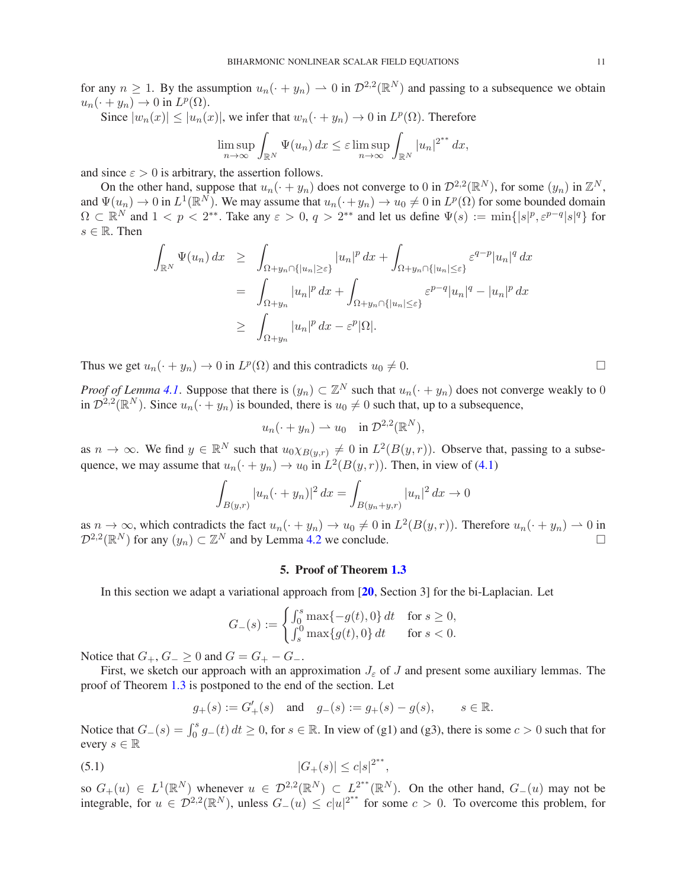for any $n \geq 1$. By the assumption $u_n(\cdot + y_n) \rightharpoonup 0$ in $\mathcal{D}^{2,2}(\mathbb{R}^N)$ and passing to a subsequence we obtain $u_n(\cdot + y_n) \to 0$ in $L^p(\Omega)$.

Since $|w_n(x)| \leq |u_n(x)|$, we infer that $w_n(\cdot + y_n) \to 0$ in $L^p(\Omega)$. Therefore

$$\limsup_{n\to\infty} \int_{\mathbb{R}^N} \Psi(u_n)\, dx \leq \varepsilon \limsup_{n\to\infty} \int_{\mathbb{R}^N} |u_n|^{2^{**}}\, dx,$$

and since $\varepsilon > 0$ is arbitrary, the assertion follows.

On the other hand, suppose that $u_n(\cdot + y_n)$ does not converge to 0 in $\mathcal{D}^{2,2}(\mathbb{R}^N)$, for some $(y_n)$ in $\mathbb{Z}^N$, and $\Psi(u_n) \to 0$ in $L^1(\mathbb{R}^N)$. We may assume that $u_n(\cdot + y_n) \to u_0 \neq 0$ in $L^p(\Omega)$ for some bounded domain $\Omega \subset \mathbb{R}^N$ and $1 < p < 2^{**}$. Take any $\varepsilon > 0$, $q > 2^{**}$ and let us define $\Psi(s) := \min\{|s|^p, \varepsilon^{p-q}|s|^q\}$ for $s \in \mathbb{R}$. Then

$$\begin{aligned}
\int_{\mathbb{R}^N} \Psi(u_n)\, dx &\geq \int_{\Omega + y_n \cap \{|u_n| \geq \varepsilon\}} |u_n|^p\, dx + \int_{\Omega + y_n \cap \{|u_n| \leq \varepsilon\}} \varepsilon^{q-p}|u_n|^q\, dx \\
&= \int_{\Omega + y_n} |u_n|^p\, dx + \int_{\Omega + y_n \cap \{|u_n| \leq \varepsilon\}} \varepsilon^{p-q}|u_n|^q - |u_n|^p\, dx \\
&\geq \int_{\Omega + y_n} |u_n|^p\, dx - \varepsilon^p |\Omega|.
\end{aligned}$$

Thus we get $u_n(\cdot + y_n) \to 0$ in $L^p(\Omega)$ and this contradicts $u_0 \neq 0$. □

*Proof of Lemma 4.1.* Suppose that there is $(y_n) \subset \mathbb{Z}^N$ such that $u_n(\cdot + y_n)$ does not converge weakly to 0 in $\mathcal{D}^{2,2}(\mathbb{R}^N)$. Since $u_n(\cdot + y_n)$ is bounded, there is $u_0 \neq 0$ such that, up to a subsequence,

$$u_n(\cdot + y_n) \rightharpoonup u_0 \quad \text{in } \mathcal{D}^{2,2}(\mathbb{R}^N),$$

as $n \to \infty$. We find $y \in \mathbb{R}^N$ such that $u_0 \chi_{B(y,r)} \neq 0$ in $L^2(B(y,r))$. Observe that, passing to a subsequence, we may assume that $u_n(\cdot + y_n) \to u_0$ in $L^2(B(y,r))$. Then, in view of (4.1)

$$\int_{B(y,r)} |u_n(\cdot + y_n)|^2\, dx = \int_{B(y_n + y, r)} |u_n|^2\, dx \to 0$$

as $n \to \infty$, which contradicts the fact $u_n(\cdot + y_n) \to u_0 \neq 0$ in $L^2(B(y,r))$. Therefore $u_n(\cdot + y_n) \rightharpoonup 0$ in $\mathcal{D}^{2,2}(\mathbb{R}^N)$ for any $(y_n) \subset \mathbb{Z}^N$ and by Lemma 4.2 we conclude. □

## 5. Proof of Theorem 1.3

In this section we adapt a variational approach from [20, Section 3] for the bi-Laplacian. Let

$$G_-(s) := \begin{cases} \int_0^s \max\{-g(t), 0\}\, dt & \text{for } s \geq 0, \\ \int_s^0 \max\{g(t), 0\}\, dt & \text{for } s < 0. \end{cases}$$

Notice that $G_+, G_- \geq 0$ and $G = G_+ - G_-$.

First, we sketch our approach with an approximation $J_\varepsilon$ of $J$ and present some auxiliary lemmas. The proof of Theorem 1.3 is postponed to the end of the section. Let

$$g_+(s) := G_+'(s) \quad \text{and} \quad g_-(s) := g_+(s) - g(s), \qquad s \in \mathbb{R}.$$

Notice that $G_-(s) = \int_0^s g_-(t)\, dt \geq 0$, for $s \in \mathbb{R}$. In view of (g1) and (g3), there is some $c > 0$ such that for every $s \in \mathbb{R}$

$$|G_+(s)| \leq c|s|^{2^{**}}, \tag{5.1}$$

so $G_+(u) \in L^1(\mathbb{R}^N)$ whenever $u \in \mathcal{D}^{2,2}(\mathbb{R}^N) \subset L^{2^{**}}(\mathbb{R}^N)$. On the other hand, $G_-(u)$ may not be integrable, for $u \in \mathcal{D}^{2,2}(\mathbb{R}^N)$, unless $G_-(u) \leq c|u|^{2^{**}}$ for some $c > 0$. To overcome this problem, for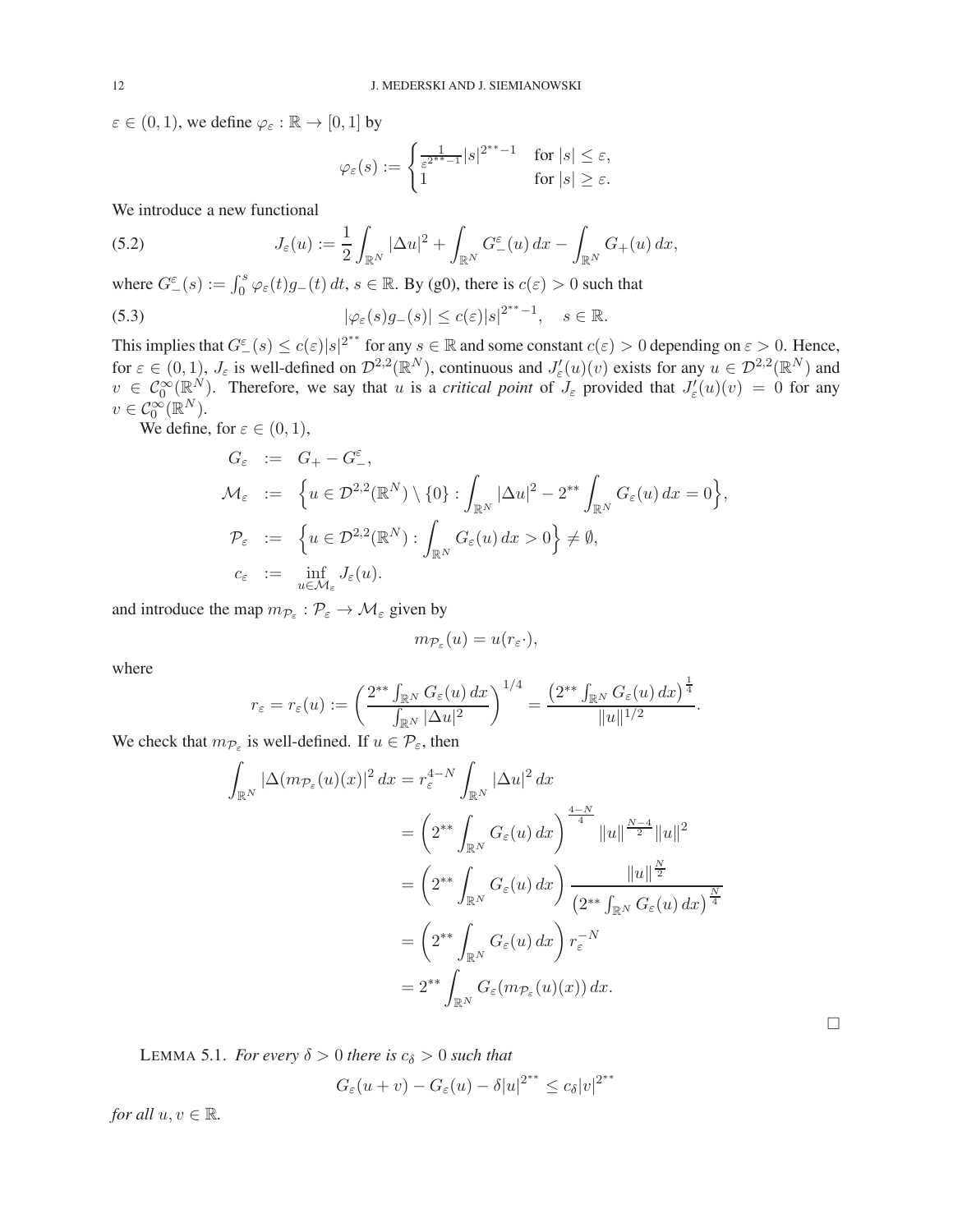$\varepsilon \in (0,1)$, we define $\varphi_\varepsilon : \mathbb{R} \to [0,1]$ by

$$\varphi_\varepsilon(s) := \begin{cases} \frac{1}{\varepsilon^{2^{**}-1}}|s|^{2^{**}-1} & \text{for } |s| \le \varepsilon, \\ 1 & \text{for } |s| \ge \varepsilon. \end{cases}$$

We introduce a new functional

$$J_\varepsilon(u) := \frac{1}{2}\int_{\mathbb{R}^N} |\Delta u|^2 + \int_{\mathbb{R}^N} G_-^\varepsilon(u)\,dx - \int_{\mathbb{R}^N} G_+(u)\,dx, \tag{5.2}$$

where $G_-^\varepsilon(s) := \int_0^s \varphi_\varepsilon(t)g_-(t)\,dt$, $s \in \mathbb{R}$. By (g0), there is $c(\varepsilon) > 0$ such that

$$|\varphi_\varepsilon(s)g_-(s)| \le c(\varepsilon)|s|^{2^{**}-1}, \quad s \in \mathbb{R}. \tag{5.3}$$

This implies that $G_-^\varepsilon(s) \le c(\varepsilon)|s|^{2^{**}}$ for any $s \in \mathbb{R}$ and some constant $c(\varepsilon) > 0$ depending on $\varepsilon > 0$. Hence, for $\varepsilon \in (0,1)$, $J_\varepsilon$ is well-defined on $\mathcal{D}^{2,2}(\mathbb{R}^N)$, continuous and $J_\varepsilon'(u)(v)$ exists for any $u \in \mathcal{D}^{2,2}(\mathbb{R}^N)$ and $v \in \mathcal{C}_0^\infty(\mathbb{R}^N)$. Therefore, we say that $u$ is a *critical point* of $J_\varepsilon$ provided that $J_\varepsilon'(u)(v) = 0$ for any $v \in \mathcal{C}_0^\infty(\mathbb{R}^N)$.

We define, for $\varepsilon \in (0,1)$,

$$\begin{aligned}
G_\varepsilon &:= G_+ - G_-^\varepsilon, \\
\mathcal{M}_\varepsilon &:= \Big\{u \in \mathcal{D}^{2,2}(\mathbb{R}^N)\setminus\{0\} : \int_{\mathbb{R}^N}|\Delta u|^2 - 2^{**}\int_{\mathbb{R}^N} G_\varepsilon(u)\,dx = 0\Big\}, \\
\mathcal{P}_\varepsilon &:= \Big\{u \in \mathcal{D}^{2,2}(\mathbb{R}^N) : \int_{\mathbb{R}^N} G_\varepsilon(u)\,dx > 0\Big\} \neq \emptyset, \\
c_\varepsilon &:= \inf_{u\in\mathcal{M}_\varepsilon} J_\varepsilon(u).
\end{aligned}$$

and introduce the map $m_{\mathcal{P}_\varepsilon} : \mathcal{P}_\varepsilon \to \mathcal{M}_\varepsilon$ given by

$$m_{\mathcal{P}_\varepsilon}(u) = u(r_\varepsilon\cdot),$$

where

$$r_\varepsilon = r_\varepsilon(u) := \left(\frac{2^{**}\int_{\mathbb{R}^N} G_\varepsilon(u)\,dx}{\int_{\mathbb{R}^N}|\Delta u|^2}\right)^{1/4} = \frac{\left(2^{**}\int_{\mathbb{R}^N} G_\varepsilon(u)\,dx\right)^{\frac14}}{\|u\|^{1/2}}.$$

We check that $m_{\mathcal{P}_\varepsilon}$ is well-defined. If $u \in \mathcal{P}_\varepsilon$, then

$$\begin{aligned}
\int_{\mathbb{R}^N} |\Delta(m_{\mathcal{P}_\varepsilon}(u)(x)|^2\,dx &= r_\varepsilon^{4-N}\int_{\mathbb{R}^N}|\Delta u|^2\,dx \\
&= \left(2^{**}\int_{\mathbb{R}^N} G_\varepsilon(u)\,dx\right)^{\frac{4-N}{4}}\|u\|^{\frac{N-4}{2}}\|u\|^2 \\
&= \left(2^{**}\int_{\mathbb{R}^N} G_\varepsilon(u)\,dx\right)\frac{\|u\|^{\frac{N}{2}}}{\left(2^{**}\int_{\mathbb{R}^N} G_\varepsilon(u)\,dx\right)^{\frac{N}{4}}} \\
&= \left(2^{**}\int_{\mathbb{R}^N} G_\varepsilon(u)\,dx\right) r_\varepsilon^{-N} \\
&= 2^{**}\int_{\mathbb{R}^N} G_\varepsilon(m_{\mathcal{P}_\varepsilon}(u)(x))\,dx.
\end{aligned}$$

□

LEMMA 5.1. *For every $\delta > 0$ there is $c_\delta > 0$ such that*

$$G_\varepsilon(u+v) - G_\varepsilon(u) - \delta|u|^{2^{**}} \le c_\delta|v|^{2^{**}}$$

*for all $u, v \in \mathbb{R}$.*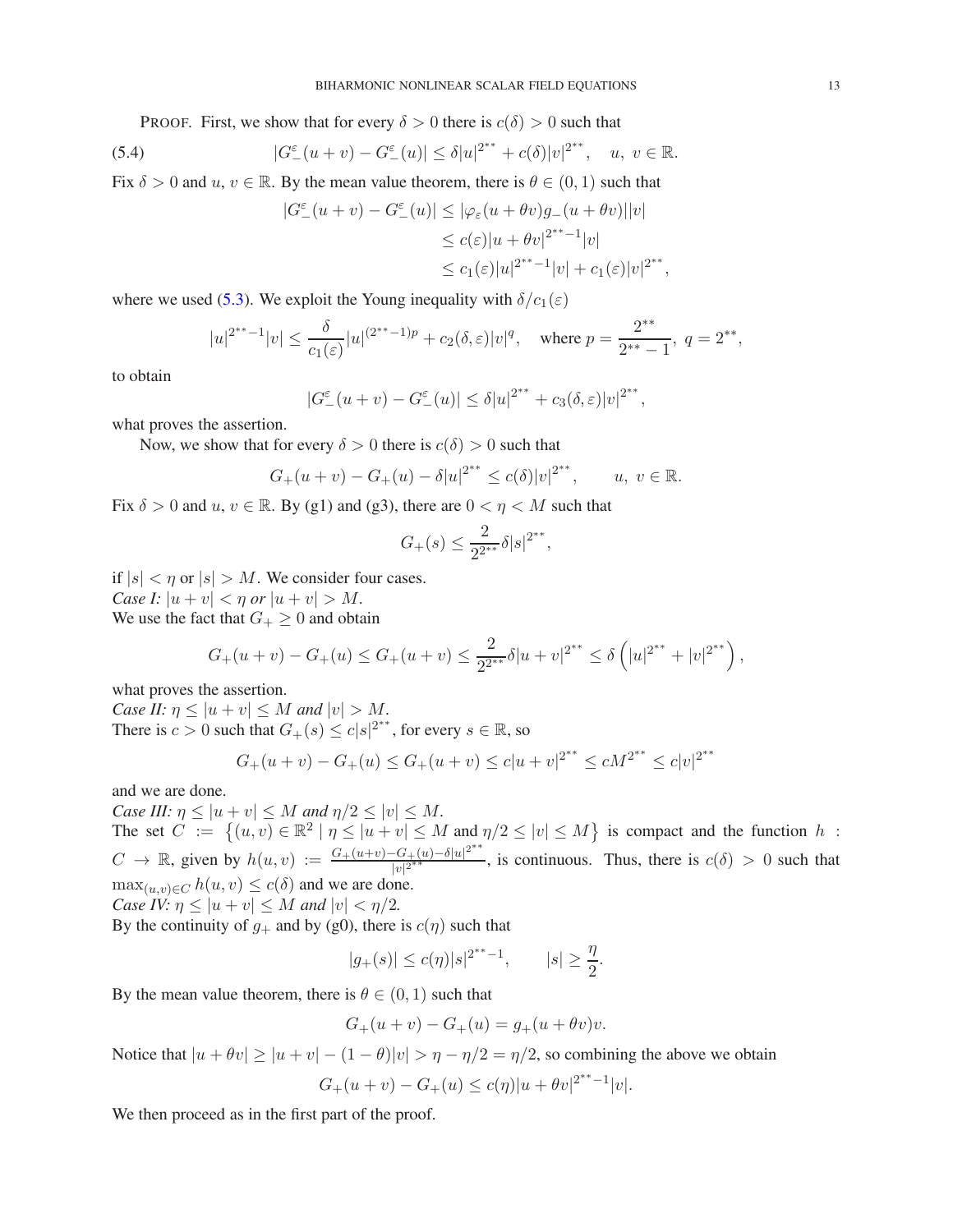PROOF. First, we show that for every $\delta > 0$ there is $c(\delta) > 0$ such that

$$|G_-^\varepsilon(u+v) - G_-^\varepsilon(u)| \le \delta |u|^{2^{**}} + c(\delta)|v|^{2^{**}}, \quad u,\ v \in \mathbb{R}. \tag{5.4}$$

Fix $\delta > 0$ and $u$, $v \in \mathbb{R}$. By the mean value theorem, there is $\theta \in (0,1)$ such that

$$\begin{aligned}
|G_-^\varepsilon(u+v) - G_-^\varepsilon(u)| &\le |\varphi_\varepsilon(u+\theta v) g_-(u+\theta v)||v| \\
&\le c(\varepsilon)|u+\theta v|^{2^{**}-1}|v| \\
&\le c_1(\varepsilon)|u|^{2^{**}-1}|v| + c_1(\varepsilon)|v|^{2^{**}},
\end{aligned}$$

where we used (5.3). We exploit the Young inequality with $\delta / c_1(\varepsilon)$

$$|u|^{2^{**}-1}|v| \le \frac{\delta}{c_1(\varepsilon)}|u|^{(2^{**}-1)p} + c_2(\delta,\varepsilon)|v|^q, \quad \text{where } p = \frac{2^{**}}{2^{**}-1},\ q = 2^{**},$$

to obtain

$$|G_-^\varepsilon(u+v) - G_-^\varepsilon(u)| \le \delta |u|^{2^{**}} + c_3(\delta,\varepsilon)|v|^{2^{**}},$$

what proves the assertion.

Now, we show that for every $\delta > 0$ there is $c(\delta) > 0$ such that

$$G_+(u+v) - G_+(u) - \delta|u|^{2^{**}} \le c(\delta)|v|^{2^{**}}, \qquad u,\ v \in \mathbb{R}.$$

Fix $\delta > 0$ and $u$, $v \in \mathbb{R}$. By (g1) and (g3), there are $0 < \eta < M$ such that

$$G_+(s) \le \frac{2}{2^{2^{**}}}\delta|s|^{2^{**}},$$

if $|s| < \eta$ or $|s| > M$. We consider four cases.

*Case I: $|u+v| < \eta$ or $|u+v| > M$.*
We use the fact that $G_+ \ge 0$ and obtain

$$G_+(u+v) - G_+(u) \le G_+(u+v) \le \frac{2}{2^{2^{**}}}\delta|u+v|^{2^{**}} \le \delta\left(|u|^{2^{**}} + |v|^{2^{**}}\right),$$

what proves the assertion.

*Case II: $\eta \le |u+v| \le M$ and $|v| > M$.*
There is $c > 0$ such that $G_+(s) \le c|s|^{2^{**}}$, for every $s \in \mathbb{R}$, so

$$G_+(u+v) - G_+(u) \le G_+(u+v) \le c|u+v|^{2^{**}} \le cM^{2^{**}} \le c|v|^{2^{**}}$$

and we are done.

*Case III: $\eta \le |u+v| \le M$ and $\eta/2 \le |v| \le M$.*
The set $C := \{(u,v) \in \mathbb{R}^2 \mid \eta \le |u+v| \le M \text{ and } \eta/2 \le |v| \le M\}$ is compact and the function $h : C \to \mathbb{R}$, given by $h(u,v) := \frac{G_+(u+v) - G_+(u) - \delta|u|^{2^{**}}}{|v|^{2^{**}}}$, is continuous. Thus, there is $c(\delta) > 0$ such that $\max_{(u,v)\in C} h(u,v) \le c(\delta)$ and we are done.

*Case IV: $\eta \le |u+v| \le M$ and $|v| < \eta/2$.*
By the continuity of $g_+$ and by (g0), there is $c(\eta)$ such that

$$|g_+(s)| \le c(\eta)|s|^{2^{**}-1}, \qquad |s| \ge \frac{\eta}{2}.$$

By the mean value theorem, there is $\theta \in (0,1)$ such that

$$G_+(u+v) - G_+(u) = g_+(u+\theta v)v.$$

Notice that $|u+\theta v| \ge |u+v| - (1-\theta)|v| > \eta - \eta/2 = \eta/2$, so combining the above we obtain

$$G_+(u+v) - G_+(u) \le c(\eta)|u+\theta v|^{2^{**}-1}|v|.$$

We then proceed as in the first part of the proof.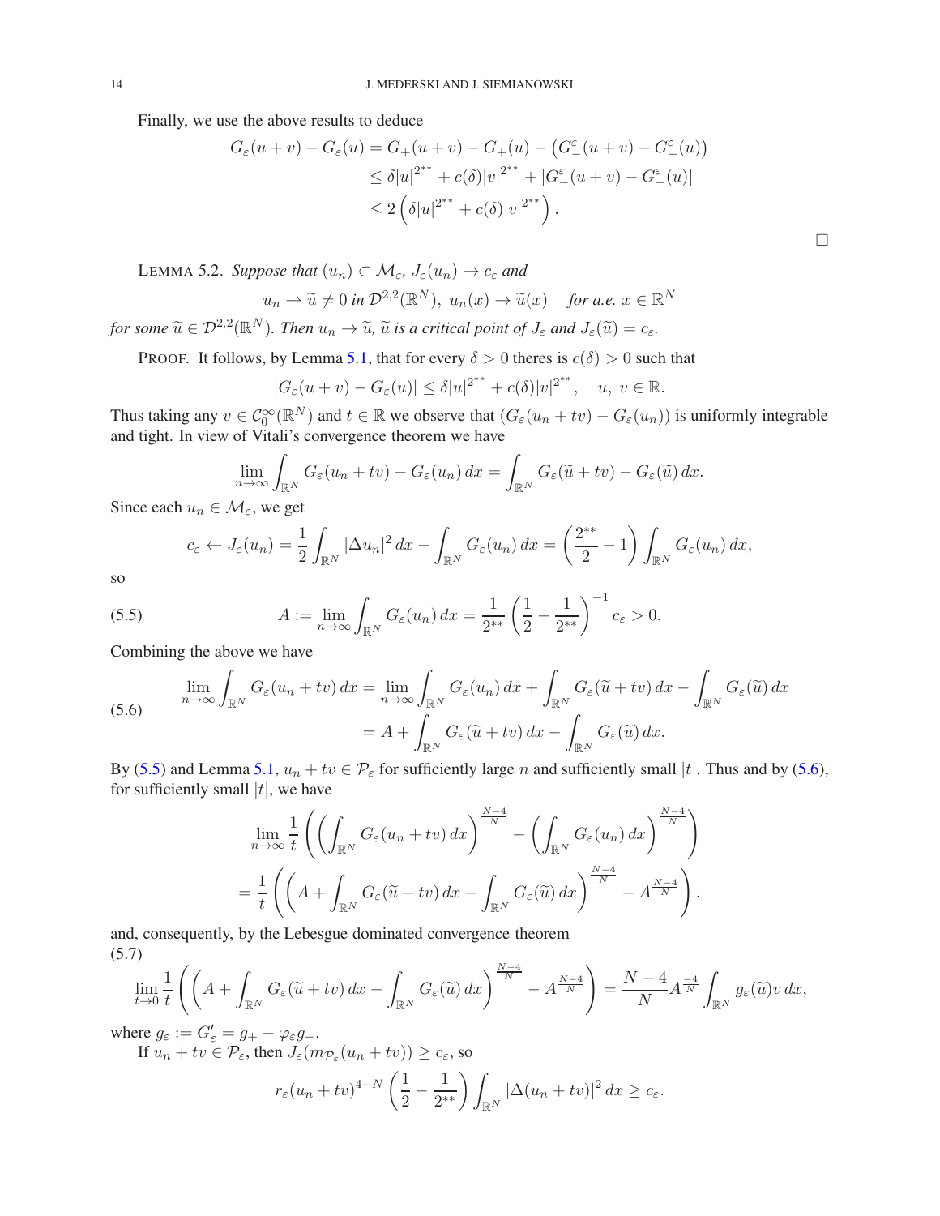Finally, we use the above results to deduce

$$
\begin{aligned}
G_\varepsilon(u+v) - G_\varepsilon(u) &= G_+(u+v) - G_+(u) - \left(G_-^\varepsilon(u+v) - G_-^\varepsilon(u)\right) \\
&\le \delta|u|^{2^{**}} + c(\delta)|v|^{2^{**}} + |G_-^\varepsilon(u+v) - G_-^\varepsilon(u)| \\
&\le 2\left(\delta|u|^{2^{**}} + c(\delta)|v|^{2^{**}}\right).
\end{aligned}
$$

□

LEMMA 5.2. *Suppose that* $(u_n) \subset \mathcal{M}_\varepsilon$, $J_\varepsilon(u_n) \to c_\varepsilon$ *and*

$$
u_n \rightharpoonup \widetilde{u} \neq 0 \text{ in } \mathcal{D}^{2,2}(\mathbb{R}^N),\ u_n(x) \to \widetilde{u}(x) \quad \text{for a.e. } x \in \mathbb{R}^N
$$

*for some* $\widetilde{u} \in \mathcal{D}^{2,2}(\mathbb{R}^N)$. *Then* $u_n \to \widetilde{u}$, $\widetilde{u}$ *is a critical point of* $J_\varepsilon$ *and* $J_\varepsilon(\widetilde{u}) = c_\varepsilon$.

PROOF. It follows, by Lemma 5.1, that for every $\delta > 0$ theres is $c(\delta) > 0$ such that

$$
|G_\varepsilon(u+v) - G_\varepsilon(u)| \le \delta|u|^{2^{**}} + c(\delta)|v|^{2^{**}}, \quad u,\ v \in \mathbb{R}.
$$

Thus taking any $v \in \mathcal{C}_0^\infty(\mathbb{R}^N)$ and $t \in \mathbb{R}$ we observe that $(G_\varepsilon(u_n + tv) - G_\varepsilon(u_n))$ is uniformly integrable and tight. In view of Vitali's convergence theorem we have

$$
\lim_{n\to\infty} \int_{\mathbb{R}^N} G_\varepsilon(u_n + tv) - G_\varepsilon(u_n)\,dx = \int_{\mathbb{R}^N} G_\varepsilon(\widetilde{u} + tv) - G_\varepsilon(\widetilde{u})\,dx.
$$

Since each $u_n \in \mathcal{M}_\varepsilon$, we get

$$
c_\varepsilon \leftarrow J_\varepsilon(u_n) = \frac{1}{2}\int_{\mathbb{R}^N} |\Delta u_n|^2\,dx - \int_{\mathbb{R}^N} G_\varepsilon(u_n)\,dx = \left(\frac{2^{**}}{2} - 1\right)\int_{\mathbb{R}^N} G_\varepsilon(u_n)\,dx,
$$

so

$$
A := \lim_{n\to\infty} \int_{\mathbb{R}^N} G_\varepsilon(u_n)\,dx = \frac{1}{2^{**}}\left(\frac{1}{2} - \frac{1}{2^{**}}\right)^{-1} c_\varepsilon > 0. \tag{5.5}
$$

Combining the above we have

$$
\begin{aligned}
\lim_{n\to\infty} \int_{\mathbb{R}^N} G_\varepsilon(u_n + tv)\,dx &= \lim_{n\to\infty} \int_{\mathbb{R}^N} G_\varepsilon(u_n)\,dx + \int_{\mathbb{R}^N} G_\varepsilon(\widetilde{u} + tv)\,dx - \int_{\mathbb{R}^N} G_\varepsilon(\widetilde{u})\,dx \\
&= A + \int_{\mathbb{R}^N} G_\varepsilon(\widetilde{u} + tv)\,dx - \int_{\mathbb{R}^N} G_\varepsilon(\widetilde{u})\,dx.
\end{aligned} \tag{5.6}
$$

By (5.5) and Lemma 5.1, $u_n + tv \in \mathcal{P}_\varepsilon$ for sufficiently large $n$ and sufficiently small $|t|$. Thus and by (5.6), for sufficiently small $|t|$, we have

$$
\begin{aligned}
&\lim_{n\to\infty} \frac{1}{t}\left(\left(\int_{\mathbb{R}^N} G_\varepsilon(u_n + tv)\,dx\right)^{\frac{N-4}{N}} - \left(\int_{\mathbb{R}^N} G_\varepsilon(u_n)\,dx\right)^{\frac{N-4}{N}}\right) \\
&= \frac{1}{t}\left(\left(A + \int_{\mathbb{R}^N} G_\varepsilon(\widetilde{u} + tv)\,dx - \int_{\mathbb{R}^N} G_\varepsilon(\widetilde{u})\,dx\right)^{\frac{N-4}{N}} - A^{\frac{N-4}{N}}\right).
\end{aligned}
$$

and, consequently, by the Lebesgue dominated convergence theorem

$$
\lim_{t\to 0} \frac{1}{t}\left(\left(A + \int_{\mathbb{R}^N} G_\varepsilon(\widetilde{u} + tv)\,dx - \int_{\mathbb{R}^N} G_\varepsilon(\widetilde{u})\,dx\right)^{\frac{N-4}{N}} - A^{\frac{N-4}{N}}\right) = \frac{N-4}{N} A^{\frac{-4}{N}} \int_{\mathbb{R}^N} g_\varepsilon(\widetilde{u}) v\,dx, \tag{5.7}
$$

where $g_\varepsilon := G_\varepsilon' = g_+ - \varphi_\varepsilon g_-$.

If $u_n + tv \in \mathcal{P}_\varepsilon$, then $J_\varepsilon(m_{\mathcal{P}_\varepsilon}(u_n + tv)) \ge c_\varepsilon$, so

$$
r_\varepsilon(u_n + tv)^{4-N}\left(\frac{1}{2} - \frac{1}{2^{**}}\right)\int_{\mathbb{R}^N} |\Delta(u_n + tv)|^2\,dx \ge c_\varepsilon.
$$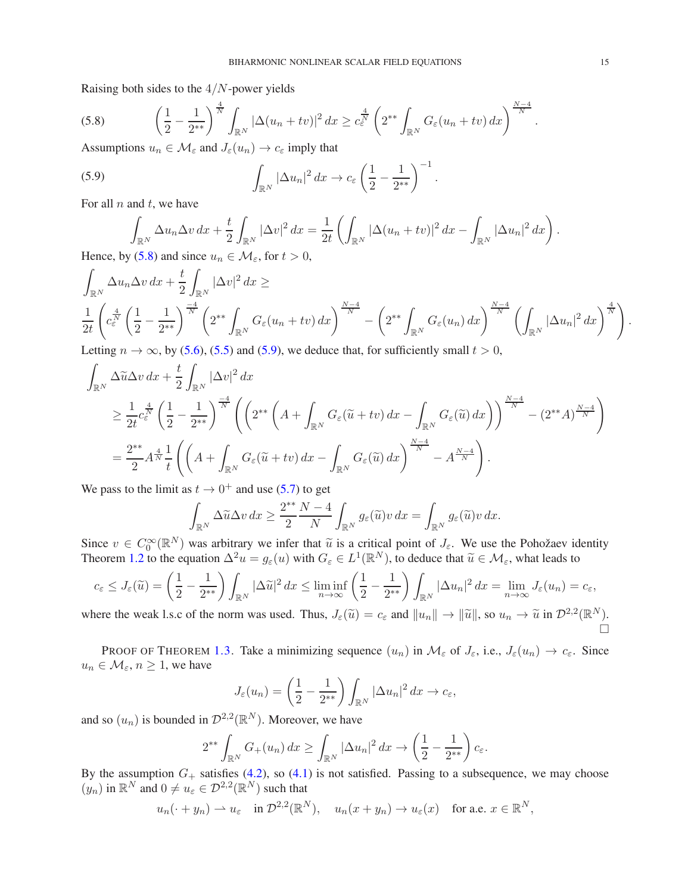Raising both sides to the $4/N$-power yields

$$\left(\frac{1}{2}-\frac{1}{2^{**}}\right)^{\frac{4}{N}} \int_{\mathbb{R}^N} |\Delta(u_n+tv)|^2\,dx \geq c_\varepsilon^{\frac{4}{N}} \left(2^{**}\int_{\mathbb{R}^N} G_\varepsilon(u_n+tv)\,dx\right)^{\frac{N-4}{N}}. \tag{5.8}$$

Assumptions $u_n \in \mathcal{M}_\varepsilon$ and $J_\varepsilon(u_n) \to c_\varepsilon$ imply that

$$\int_{\mathbb{R}^N} |\Delta u_n|^2\,dx \to c_\varepsilon \left(\frac{1}{2}-\frac{1}{2^{**}}\right)^{-1}. \tag{5.9}$$

For all $n$ and $t$, we have

$$\int_{\mathbb{R}^N} \Delta u_n \Delta v\,dx + \frac{t}{2}\int_{\mathbb{R}^N} |\Delta v|^2\,dx = \frac{1}{2t}\left(\int_{\mathbb{R}^N} |\Delta(u_n+tv)|^2\,dx - \int_{\mathbb{R}^N}|\Delta u_n|^2\,dx\right).$$

Hence, by (5.8) and since $u_n \in \mathcal{M}_\varepsilon$, for $t>0$,

$$\int_{\mathbb{R}^N} \Delta u_n \Delta v\,dx + \frac{t}{2}\int_{\mathbb{R}^N} |\Delta v|^2\,dx \geq$$
$$\frac{1}{2t}\left(c_\varepsilon^{\frac{4}{N}}\left(\frac{1}{2}-\frac{1}{2^{**}}\right)^{\frac{-4}{N}}\left(2^{**}\int_{\mathbb{R}^N} G_\varepsilon(u_n+tv)\,dx\right)^{\frac{N-4}{N}} - \left(2^{**}\int_{\mathbb{R}^N} G_\varepsilon(u_n)\,dx\right)^{\frac{N-4}{N}}\left(\int_{\mathbb{R}^N}|\Delta u_n|^2\,dx\right)^{\frac{4}{N}}\right).$$

Letting $n\to\infty$, by (5.6), (5.5) and (5.9), we deduce that, for sufficiently small $t>0$,

$$\begin{aligned}
&\int_{\mathbb{R}^N} \Delta \widetilde{u} \Delta v\,dx + \frac{t}{2}\int_{\mathbb{R}^N} |\Delta v|^2\,dx \\
&\geq \frac{1}{2t}c_\varepsilon^{\frac{4}{N}}\left(\frac{1}{2}-\frac{1}{2^{**}}\right)^{\frac{-4}{N}}\left(\left(2^{**}\left(A+\int_{\mathbb{R}^N} G_\varepsilon(\widetilde{u}+tv)\,dx - \int_{\mathbb{R}^N} G_\varepsilon(\widetilde{u})\,dx\right)\right)^{\frac{N-4}{N}} - (2^{**}A)^{\frac{N-4}{N}}\right) \\
&= \frac{2^{**}}{2}A^{\frac{4}{N}}\frac{1}{t}\left(\left(A+\int_{\mathbb{R}^N} G_\varepsilon(\widetilde{u}+tv)\,dx - \int_{\mathbb{R}^N} G_\varepsilon(\widetilde{u})\,dx\right)^{\frac{N-4}{N}} - A^{\frac{N-4}{N}}\right).
\end{aligned}$$

We pass to the limit as $t\to 0^+$ and use (5.7) to get

$$\int_{\mathbb{R}^N} \Delta\widetilde{u}\Delta v\,dx \geq \frac{2^{**}}{2}\frac{N-4}{N}\int_{\mathbb{R}^N} g_\varepsilon(\widetilde{u})v\,dx = \int_{\mathbb{R}^N} g_\varepsilon(\widetilde{u})v\,dx.$$

Since $v\in C_0^\infty(\mathbb{R}^N)$ was arbitrary we infer that $\widetilde{u}$ is a critical point of $J_\varepsilon$. We use the Pohožaev identity Theorem 1.2 to the equation $\Delta^2 u = g_\varepsilon(u)$ with $G_\varepsilon \in L^1(\mathbb{R}^N)$, to deduce that $\widetilde{u}\in\mathcal{M}_\varepsilon$, what leads to

$$c_\varepsilon \leq J_\varepsilon(\widetilde{u}) = \left(\frac{1}{2}-\frac{1}{2^{**}}\right)\int_{\mathbb{R}^N}|\Delta\widetilde{u}|^2\,dx \leq \liminf_{n\to\infty}\left(\frac{1}{2}-\frac{1}{2^{**}}\right)\int_{\mathbb{R}^N}|\Delta u_n|^2\,dx = \lim_{n\to\infty} J_\varepsilon(u_n) = c_\varepsilon,$$

where the weak l.s.c of the norm was used. Thus, $J_\varepsilon(\widetilde{u}) = c_\varepsilon$ and $\|u_n\|\to\|\widetilde{u}\|$, so $u_n\to\widetilde{u}$ in $\mathcal{D}^{2,2}(\mathbb{R}^N)$. □

PROOF OF THEOREM 1.3. Take a minimizing sequence $(u_n)$ in $\mathcal{M}_\varepsilon$ of $J_\varepsilon$, i.e., $J_\varepsilon(u_n)\to c_\varepsilon$. Since $u_n\in\mathcal{M}_\varepsilon$, $n\geq 1$, we have

$$J_\varepsilon(u_n) = \left(\frac{1}{2}-\frac{1}{2^{**}}\right)\int_{\mathbb{R}^N}|\Delta u_n|^2\,dx \to c_\varepsilon,$$

and so $(u_n)$ is bounded in $\mathcal{D}^{2,2}(\mathbb{R}^N)$. Moreover, we have

$$2^{**}\int_{\mathbb{R}^N} G_+(u_n)\,dx \geq \int_{\mathbb{R}^N}|\Delta u_n|^2\,dx \to \left(\frac{1}{2}-\frac{1}{2^{**}}\right)c_\varepsilon.$$

By the assumption $G_+$ satisfies (4.2), so (4.1) is not satisfied. Passing to a subsequence, we may choose $(y_n)$ in $\mathbb{R}^N$ and $0\neq u_\varepsilon\in\mathcal{D}^{2,2}(\mathbb{R}^N)$ such that

$$u_n(\cdot+y_n)\rightharpoonup u_\varepsilon \quad \text{in } \mathcal{D}^{2,2}(\mathbb{R}^N), \quad u_n(x+y_n)\to u_\varepsilon(x) \quad \text{for a.e. } x\in\mathbb{R}^N,$$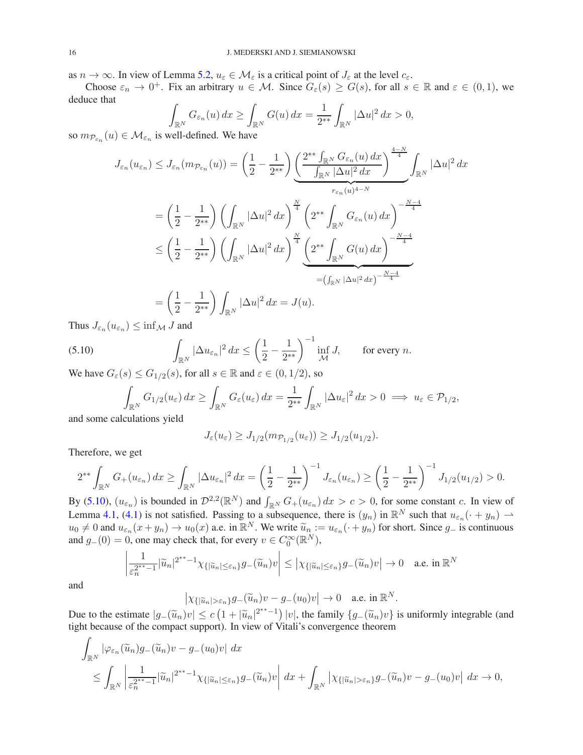as $n \to \infty$. In view of Lemma 5.2, $u_\varepsilon \in \mathcal{M}_\varepsilon$ is a critical point of $J_\varepsilon$ at the level $c_\varepsilon$.

Choose $\varepsilon_n \to 0^+$. Fix an arbitrary $u \in \mathcal{M}$. Since $G_\varepsilon(s) \geq G(s)$, for all $s \in \mathbb{R}$ and $\varepsilon \in (0,1)$, we deduce that

$$\int_{\mathbb{R}^N} G_{\varepsilon_n}(u)\,dx \geq \int_{\mathbb{R}^N} G(u)\,dx = \frac{1}{2^{**}} \int_{\mathbb{R}^N} |\Delta u|^2\,dx > 0,$$

so $m_{\mathcal{P}_{\varepsilon_n}}(u) \in \mathcal{M}_{\varepsilon_n}$ is well-defined. We have

$$\begin{aligned}
J_{\varepsilon_n}(u_{\varepsilon_n}) &\leq J_{\varepsilon_n}(m_{\mathcal{P}_{\varepsilon_n}}(u)) = \left(\frac{1}{2} - \frac{1}{2^{**}}\right) \underbrace{\left(\frac{2^{**}\int_{\mathbb{R}^N} G_{\varepsilon_n}(u)\,dx}{\int_{\mathbb{R}^N} |\Delta u|^2\,dx}\right)^{\frac{4-N}{4}}}_{r_{\varepsilon_n}(u)^{4-N}} \int_{\mathbb{R}^N} |\Delta u|^2\,dx \\
&= \left(\frac{1}{2} - \frac{1}{2^{**}}\right) \left(\int_{\mathbb{R}^N} |\Delta u|^2\,dx\right)^{\frac{N}{4}} \left(2^{**}\int_{\mathbb{R}^N} G_{\varepsilon_n}(u)\,dx\right)^{-\frac{N-4}{4}} \\
&\leq \left(\frac{1}{2} - \frac{1}{2^{**}}\right) \left(\int_{\mathbb{R}^N} |\Delta u|^2\,dx\right)^{\frac{N}{4}} \underbrace{\left(2^{**}\int_{\mathbb{R}^N} G(u)\,dx\right)^{-\frac{N-4}{4}}}_{=\left(\int_{\mathbb{R}^N} |\Delta u|^2\,dx\right)^{-\frac{N-4}{4}}} \\
&= \left(\frac{1}{2} - \frac{1}{2^{**}}\right) \int_{\mathbb{R}^N} |\Delta u|^2\,dx = J(u).
\end{aligned}$$

Thus $J_{\varepsilon_n}(u_{\varepsilon_n}) \leq \inf_{\mathcal{M}} J$ and

$$\int_{\mathbb{R}^N} |\Delta u_{\varepsilon_n}|^2\,dx \leq \left(\frac{1}{2} - \frac{1}{2^{**}}\right)^{-1} \inf_{\mathcal{M}} J, \qquad \text{for every } n. \tag{5.10}$$

We have $G_\varepsilon(s) \leq G_{1/2}(s)$, for all $s \in \mathbb{R}$ and $\varepsilon \in (0, 1/2)$, so

$$\int_{\mathbb{R}^N} G_{1/2}(u_\varepsilon)\,dx \geq \int_{\mathbb{R}^N} G_\varepsilon(u_\varepsilon)\,dx = \frac{1}{2^{**}} \int_{\mathbb{R}^N} |\Delta u_\varepsilon|^2\,dx > 0 \implies u_\varepsilon \in \mathcal{P}_{1/2},$$

and some calculations yield

$$J_\varepsilon(u_\varepsilon) \geq J_{1/2}(m_{\mathcal{P}_{1/2}}(u_\varepsilon)) \geq J_{1/2}(u_{1/2}).$$

Therefore, we get

$$2^{**}\int_{\mathbb{R}^N} G_+(u_{\varepsilon_n})\,dx \geq \int_{\mathbb{R}^N} |\Delta u_{\varepsilon_n}|^2\,dx = \left(\frac{1}{2} - \frac{1}{2^{**}}\right)^{-1} J_{\varepsilon_n}(u_{\varepsilon_n}) \geq \left(\frac{1}{2} - \frac{1}{2^{**}}\right)^{-1} J_{1/2}(u_{1/2}) > 0.$$

By (5.10), $(u_{\varepsilon_n})$ is bounded in $\mathcal{D}^{2,2}(\mathbb{R}^N)$ and $\int_{\mathbb{R}^N} G_+(u_{\varepsilon_n})\,dx > c > 0$, for some constant $c$. In view of Lemma 4.1, (4.1) is not satisfied. Passing to a subsequence, there is $(y_n)$ in $\mathbb{R}^N$ such that $u_{\varepsilon_n}(\cdot + y_n) \rightharpoonup u_0 \neq 0$ and $u_{\varepsilon_n}(x + y_n) \to u_0(x)$ a.e. in $\mathbb{R}^N$. We write $\widetilde{u}_n := u_{\varepsilon_n}(\cdot + y_n)$ for short. Since $g_-$ is continuous and $g_-(0) = 0$, one may check that, for every $v \in C_0^\infty(\mathbb{R}^N)$,

$$\left| \frac{1}{\varepsilon_n^{2^{**}-1}} |\widetilde{u}_n|^{2^{**}-1} \chi_{\{|\widetilde{u}_n| \leq \varepsilon_n\}} g_-(\widetilde{u}_n) v \right| \leq \left| \chi_{\{|\widetilde{u}_n| \leq \varepsilon_n\}} g_-(\widetilde{u}_n) v \right| \to 0 \quad \text{a.e. in } \mathbb{R}^N$$

and

$$\left| \chi_{\{|\widetilde{u}_n| > \varepsilon_n\}} g_-(\widetilde{u}_n) v - g_-(u_0) v \right| \to 0 \quad \text{a.e. in } \mathbb{R}^N.$$

Due to the estimate $|g_-(\widetilde{u}_n) v| \leq c\left(1 + |\widetilde{u}_n|^{2^{**}-1}\right)|v|$, the family $\{g_-(\widetilde{u}_n) v\}$ is uniformly integrable (and tight because of the compact support). In view of Vitali's convergence theorem

$$\begin{aligned}
&\int_{\mathbb{R}^N} |\varphi_{\varepsilon_n}(\widetilde{u}_n) g_-(\widetilde{u}_n) v - g_-(u_0) v|\,dx \\
&\leq \int_{\mathbb{R}^N} \left| \frac{1}{\varepsilon_n^{2^{**}-1}} |\widetilde{u}_n|^{2^{**}-1} \chi_{\{|\widetilde{u}_n| \leq \varepsilon_n\}} g_-(\widetilde{u}_n) v \right| dx + \int_{\mathbb{R}^N} \left| \chi_{\{|\widetilde{u}_n| > \varepsilon_n\}} g_-(\widetilde{u}_n) v - g_-(u_0) v \right| dx \to 0,
\end{aligned}$$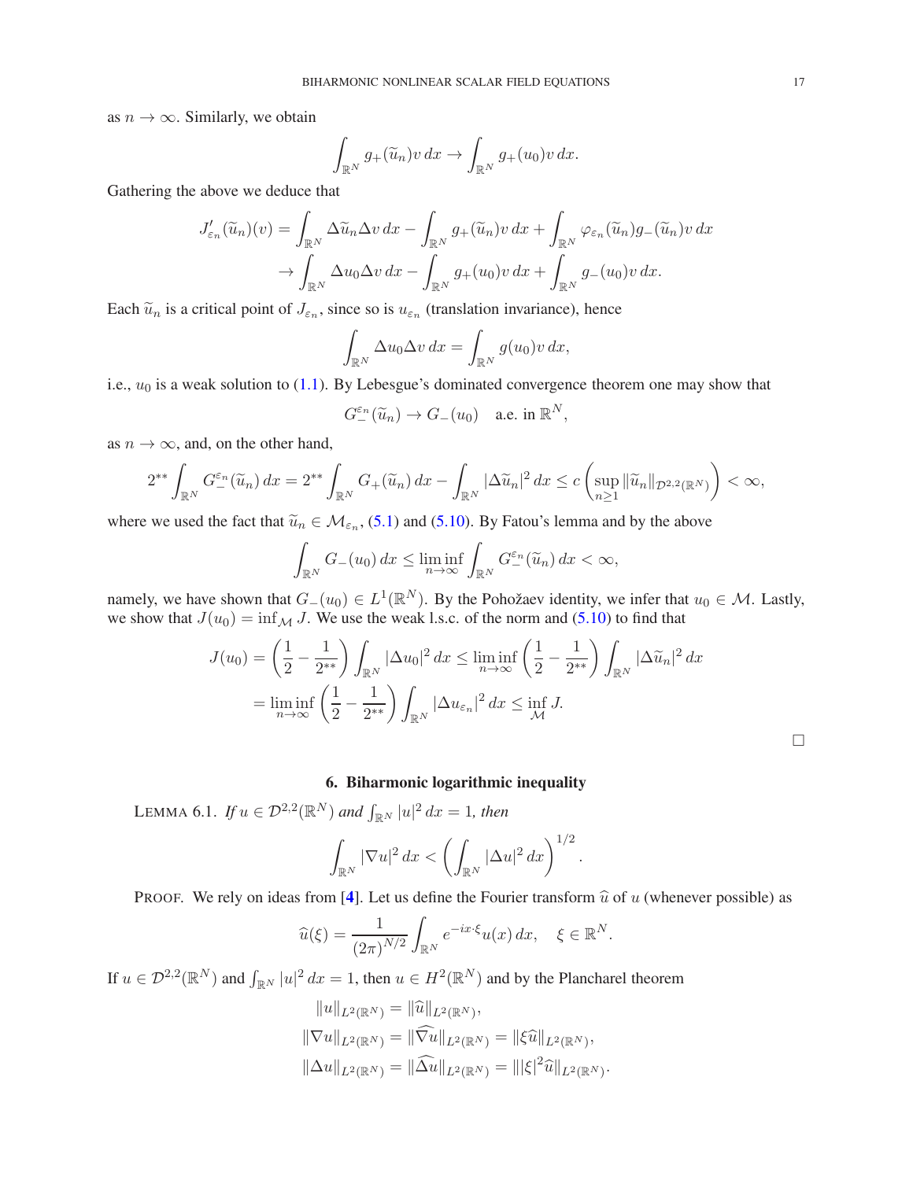as $n \to \infty$. Similarly, we obtain

$$\int_{\mathbb{R}^N} g_+(\widetilde{u}_n) v \, dx \to \int_{\mathbb{R}^N} g_+(u_0) v \, dx.$$

Gathering the above we deduce that

$$\begin{aligned}
J'_{\varepsilon_n}(\widetilde{u}_n)(v) &= \int_{\mathbb{R}^N} \Delta \widetilde{u}_n \Delta v \, dx - \int_{\mathbb{R}^N} g_+(\widetilde{u}_n) v \, dx + \int_{\mathbb{R}^N} \varphi_{\varepsilon_n}(\widetilde{u}_n) g_-(\widetilde{u}_n) v \, dx \\
&\to \int_{\mathbb{R}^N} \Delta u_0 \Delta v \, dx - \int_{\mathbb{R}^N} g_+(u_0) v \, dx + \int_{\mathbb{R}^N} g_-(u_0) v \, dx.
\end{aligned}$$

Each $\widetilde{u}_n$ is a critical point of $J_{\varepsilon_n}$, since so is $u_{\varepsilon_n}$ (translation invariance), hence

$$\int_{\mathbb{R}^N} \Delta u_0 \Delta v \, dx = \int_{\mathbb{R}^N} g(u_0) v \, dx,$$

i.e., $u_0$ is a weak solution to (1.1). By Lebesgue's dominated convergence theorem one may show that

$$G_-^{\varepsilon_n}(\widetilde{u}_n) \to G_-(u_0) \quad \text{a.e. in } \mathbb{R}^N,$$

as $n \to \infty$, and, on the other hand,

$$2^{**} \int_{\mathbb{R}^N} G_-^{\varepsilon_n}(\widetilde{u}_n) \, dx = 2^{**} \int_{\mathbb{R}^N} G_+(\widetilde{u}_n) \, dx - \int_{\mathbb{R}^N} |\Delta \widetilde{u}_n|^2 \, dx \leq c \left( \sup_{n \geq 1} \|\widetilde{u}_n\|_{\mathcal{D}^{2,2}(\mathbb{R}^N)} \right) < \infty,$$

where we used the fact that $\widetilde{u}_n \in \mathcal{M}_{\varepsilon_n}$, (5.1) and (5.10). By Fatou's lemma and by the above

$$\int_{\mathbb{R}^N} G_-(u_0) \, dx \leq \liminf_{n \to \infty} \int_{\mathbb{R}^N} G_-^{\varepsilon_n}(\widetilde{u}_n) \, dx < \infty,$$

namely, we have shown that $G_-(u_0) \in L^1(\mathbb{R}^N)$. By the Pohožaev identity, we infer that $u_0 \in \mathcal{M}$. Lastly, we show that $J(u_0) = \inf_{\mathcal{M}} J$. We use the weak l.s.c. of the norm and (5.10) to find that

$$\begin{aligned}
J(u_0) &= \left( \frac{1}{2} - \frac{1}{2^{**}} \right) \int_{\mathbb{R}^N} |\Delta u_0|^2 \, dx \leq \liminf_{n \to \infty} \left( \frac{1}{2} - \frac{1}{2^{**}} \right) \int_{\mathbb{R}^N} |\Delta \widetilde{u}_n|^2 \, dx \\
&= \liminf_{n \to \infty} \left( \frac{1}{2} - \frac{1}{2^{**}} \right) \int_{\mathbb{R}^N} |\Delta u_{\varepsilon_n}|^2 \, dx \leq \inf_{\mathcal{M}} J.
\end{aligned}$$

□

## 6. Biharmonic logarithmic inequality

LEMMA 6.1. *If* $u \in \mathcal{D}^{2,2}(\mathbb{R}^N)$ *and* $\int_{\mathbb{R}^N} |u|^2 \, dx = 1$, *then*

$$\int_{\mathbb{R}^N} |\nabla u|^2 \, dx < \left( \int_{\mathbb{R}^N} |\Delta u|^2 \, dx \right)^{1/2}.$$

PROOF. We rely on ideas from [4]. Let us define the Fourier transform $\widehat{u}$ of $u$ (whenever possible) as

$$\widehat{u}(\xi) = \frac{1}{(2\pi)^{N/2}} \int_{\mathbb{R}^N} e^{-ix \cdot \xi} u(x) \, dx, \quad \xi \in \mathbb{R}^N.$$

If $u \in \mathcal{D}^{2,2}(\mathbb{R}^N)$ and $\int_{\mathbb{R}^N} |u|^2 \, dx = 1$, then $u \in H^2(\mathbb{R}^N)$ and by the Plancharel theorem

$$\begin{aligned}
\|u\|_{L^2(\mathbb{R}^N)} &= \|\widehat{u}\|_{L^2(\mathbb{R}^N)}, \\
\|\nabla u\|_{L^2(\mathbb{R}^N)} &= \|\widehat{\nabla u}\|_{L^2(\mathbb{R}^N)} = \|\xi \widehat{u}\|_{L^2(\mathbb{R}^N)}, \\
\|\Delta u\|_{L^2(\mathbb{R}^N)} &= \|\widehat{\Delta u}\|_{L^2(\mathbb{R}^N)} = \||\xi|^2 \widehat{u}\|_{L^2(\mathbb{R}^N)}.
\end{aligned}$$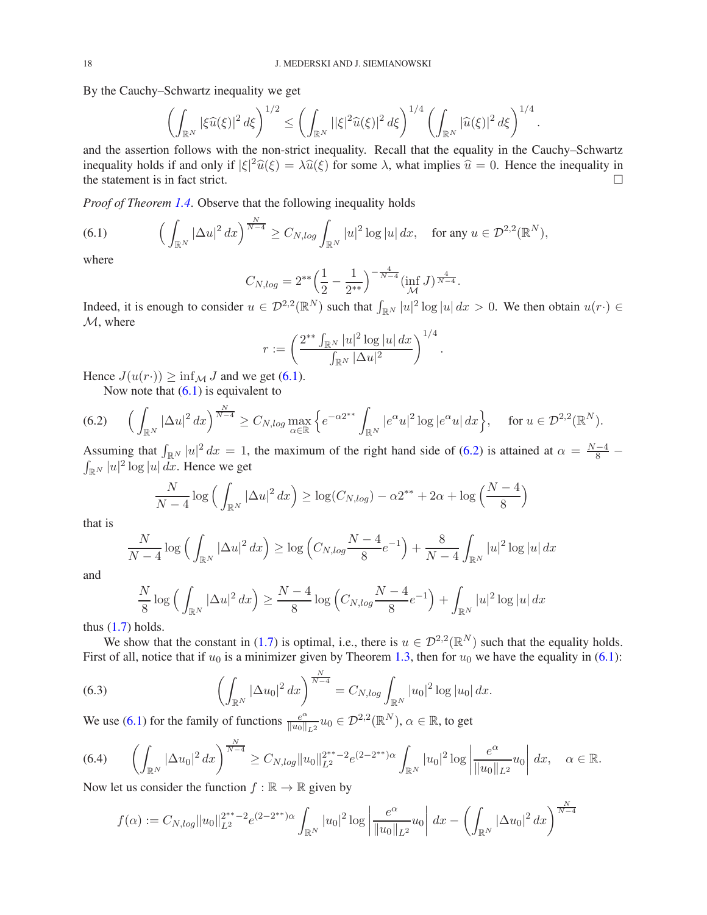By the Cauchy–Schwartz inequality we get

$$\left(\int_{\mathbb{R}^N} |\xi \widehat{u}(\xi)|^2\, d\xi\right)^{1/2} \leq \left(\int_{\mathbb{R}^N} ||\xi|^2 \widehat{u}(\xi)|^2\, d\xi\right)^{1/4} \left(\int_{\mathbb{R}^N} |\widehat{u}(\xi)|^2\, d\xi\right)^{1/4}.$$

and the assertion follows with the non-strict inequality. Recall that the equality in the Cauchy–Schwartz inequality holds if and only if $|\xi|^2\widehat{u}(\xi) = \lambda \widehat{u}(\xi)$ for some $\lambda$, what implies $\widehat{u} = 0$. Hence the inequality in the statement is in fact strict. $\square$

*Proof of Theorem 1.4*. Observe that the following inequality holds

$$\Big(\int_{\mathbb{R}^N} |\Delta u|^2\, dx\Big)^{\frac{N}{N-4}} \geq C_{N,log} \int_{\mathbb{R}^N} |u|^2 \log |u|\, dx, \quad \text{for any } u \in \mathcal{D}^{2,2}(\mathbb{R}^N), \tag{6.1}$$

where

$$C_{N,log} = 2^{**}\Big(\frac{1}{2} - \frac{1}{2^{**}}\Big)^{-\frac{4}{N-4}} (\inf_{\mathcal{M}} J)^{\frac{4}{N-4}}.$$

Indeed, it is enough to consider $u \in \mathcal{D}^{2,2}(\mathbb{R}^N)$ such that $\int_{\mathbb{R}^N} |u|^2 \log |u|\, dx > 0$. We then obtain $u(r\cdot) \in \mathcal{M}$, where

$$r := \left(\frac{2^{**}\int_{\mathbb{R}^N} |u|^2 \log |u|\, dx}{\int_{\mathbb{R}^N} |\Delta u|^2}\right)^{1/4}.$$

Hence $J(u(r\cdot)) \geq \inf_{\mathcal{M}} J$ and we get (6.1).

Now note that (6.1) is equivalent to

$$\Big(\int_{\mathbb{R}^N} |\Delta u|^2\, dx\Big)^{\frac{N}{N-4}} \geq C_{N,log} \max_{\alpha\in\mathbb{R}} \Big\{ e^{-\alpha 2^{**}} \int_{\mathbb{R}^N} |e^{\alpha} u|^2 \log |e^{\alpha} u|\, dx \Big\}, \quad \text{for } u \in \mathcal{D}^{2,2}(\mathbb{R}^N). \tag{6.2}$$

Assuming that $\int_{\mathbb{R}^N} |u|^2\, dx = 1$, the maximum of the right hand side of (6.2) is attained at $\alpha = \frac{N-4}{8} - \int_{\mathbb{R}^N} |u|^2 \log |u|\, dx$. Hence we get

$$\frac{N}{N-4} \log\Big(\int_{\mathbb{R}^N} |\Delta u|^2\, dx\Big) \geq \log(C_{N,log}) - \alpha 2^{**} + 2\alpha + \log\Big(\frac{N-4}{8}\Big)$$

that is

$$\frac{N}{N-4} \log\Big(\int_{\mathbb{R}^N} |\Delta u|^2\, dx\Big) \geq \log\Big(C_{N,log} \frac{N-4}{8} e^{-1}\Big) + \frac{8}{N-4} \int_{\mathbb{R}^N} |u|^2 \log |u|\, dx$$

and

$$\frac{N}{8} \log\Big(\int_{\mathbb{R}^N} |\Delta u|^2\, dx\Big) \geq \frac{N-4}{8} \log\Big(C_{N,log} \frac{N-4}{8} e^{-1}\Big) + \int_{\mathbb{R}^N} |u|^2 \log |u|\, dx$$

thus (1.7) holds.

We show that the constant in (1.7) is optimal, i.e., there is $u \in \mathcal{D}^{2,2}(\mathbb{R}^N)$ such that the equality holds. First of all, notice that if $u_0$ is a minimizer given by Theorem 1.3, then for $u_0$ we have the equality in (6.1):

$$\left(\int_{\mathbb{R}^N} |\Delta u_0|^2\, dx\right)^{\frac{N}{N-4}} = C_{N,log} \int_{\mathbb{R}^N} |u_0|^2 \log |u_0|\, dx. \tag{6.3}$$

We use (6.1) for the family of functions $\frac{e^{\alpha}}{\|u_0\|_{L^2}} u_0 \in \mathcal{D}^{2,2}(\mathbb{R}^N)$, $\alpha \in \mathbb{R}$, to get

$$\left(\int_{\mathbb{R}^N} |\Delta u_0|^2\, dx\right)^{\frac{N}{N-4}} \geq C_{N,log} \|u_0\|_{L^2}^{2^{**}-2} e^{(2-2^{**})\alpha} \int_{\mathbb{R}^N} |u_0|^2 \log \left|\frac{e^{\alpha}}{\|u_0\|_{L^2}} u_0\right|\, dx, \quad \alpha \in \mathbb{R}. \tag{6.4}$$

Now let us consider the function $f : \mathbb{R} \to \mathbb{R}$ given by

$$f(\alpha) := C_{N,log} \|u_0\|_{L^2}^{2^{**}-2} e^{(2-2^{**})\alpha} \int_{\mathbb{R}^N} |u_0|^2 \log \left|\frac{e^{\alpha}}{\|u_0\|_{L^2}} u_0\right|\, dx - \left(\int_{\mathbb{R}^N} |\Delta u_0|^2\, dx\right)^{\frac{N}{N-4}}$$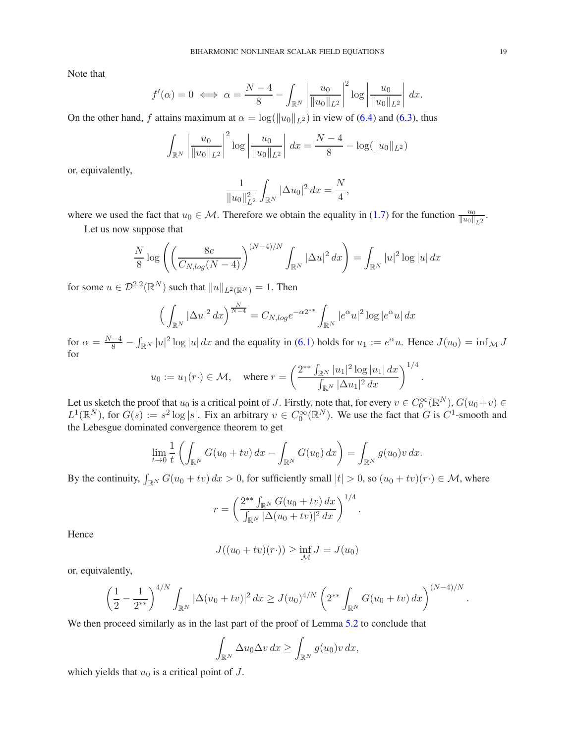Note that

$$f'(\alpha) = 0 \iff \alpha = \frac{N-4}{8} - \int_{\mathbb{R}^N} \left|\frac{u_0}{\|u_0\|_{L^2}}\right|^2 \log\left|\frac{u_0}{\|u_0\|_{L^2}}\right| dx.$$

On the other hand, $f$ attains maximum at $\alpha = \log(\|u_0\|_{L^2})$ in view of (6.4) and (6.3), thus

$$\int_{\mathbb{R}^N} \left|\frac{u_0}{\|u_0\|_{L^2}}\right|^2 \log\left|\frac{u_0}{\|u_0\|_{L^2}}\right| dx = \frac{N-4}{8} - \log(\|u_0\|_{L^2})$$

or, equivalently,

$$\frac{1}{\|u_0\|_{L^2}^2} \int_{\mathbb{R}^N} |\Delta u_0|^2\, dx = \frac{N}{4},$$

where we used the fact that $u_0 \in \mathcal{M}$. Therefore we obtain the equality in (1.7) for the function $\frac{u_0}{\|u_0\|_{L^2}}$.

Let us now suppose that

$$\frac{N}{8} \log\left(\left(\frac{8e}{C_{N,log}(N-4)}\right)^{(N-4)/N} \int_{\mathbb{R}^N} |\Delta u|^2\, dx\right) = \int_{\mathbb{R}^N} |u|^2 \log|u|\, dx$$

for some $u \in \mathcal{D}^{2,2}(\mathbb{R}^N)$ such that $\|u\|_{L^2(\mathbb{R}^N)} = 1$. Then

$$\Big(\int_{\mathbb{R}^N} |\Delta u|^2\, dx\Big)^{\frac{N}{N-4}} = C_{N,log} e^{-\alpha 2^{**}} \int_{\mathbb{R}^N} |e^\alpha u|^2 \log|e^\alpha u|\, dx$$

for $\alpha = \frac{N-4}{8} - \int_{\mathbb{R}^N} |u|^2 \log|u|\, dx$ and the equality in (6.1) holds for $u_1 := e^\alpha u$. Hence $J(u_0) = \inf_{\mathcal{M}} J$ for

$$u_0 := u_1(r\cdot) \in \mathcal{M}, \quad \text{where } r = \left(\frac{2^{**}\int_{\mathbb{R}^N} |u_1|^2 \log|u_1|\, dx}{\int_{\mathbb{R}^N} |\Delta u_1|^2\, dx}\right)^{1/4}.$$

Let us sketch the proof that $u_0$ is a critical point of $J$. Firstly, note that, for every $v \in C_0^\infty(\mathbb{R}^N)$, $G(u_0+v) \in L^1(\mathbb{R}^N)$, for $G(s) := s^2 \log|s|$. Fix an arbitrary $v \in C_0^\infty(\mathbb{R}^N)$. We use the fact that $G$ is $C^1$-smooth and the Lebesgue dominated convergence theorem to get

$$\lim_{t\to 0} \frac{1}{t}\left(\int_{\mathbb{R}^N} G(u_0+tv)\, dx - \int_{\mathbb{R}^N} G(u_0)\, dx\right) = \int_{\mathbb{R}^N} g(u_0) v\, dx.$$

By the continuity, $\int_{\mathbb{R}^N} G(u_0+tv)\, dx > 0$, for sufficiently small $|t| > 0$, so $(u_0+tv)(r\cdot) \in \mathcal{M}$, where

$$r = \left(\frac{2^{**}\int_{\mathbb{R}^N} G(u_0+tv)\, dx}{\int_{\mathbb{R}^N} |\Delta(u_0+tv)|^2\, dx}\right)^{1/4}.$$

Hence

$$J((u_0+tv)(r\cdot)) \geq \inf_{\mathcal{M}} J = J(u_0)$$

or, equivalently,

$$\left(\frac{1}{2} - \frac{1}{2^{**}}\right)^{4/N} \int_{\mathbb{R}^N} |\Delta(u_0+tv)|^2\, dx \geq J(u_0)^{4/N}\left(2^{**}\int_{\mathbb{R}^N} G(u_0+tv)\, dx\right)^{(N-4)/N}.$$

We then proceed similarly as in the last part of the proof of Lemma 5.2 to conclude that

$$\int_{\mathbb{R}^N} \Delta u_0 \Delta v\, dx \geq \int_{\mathbb{R}^N} g(u_0) v\, dx,$$

which yields that $u_0$ is a critical point of $J$.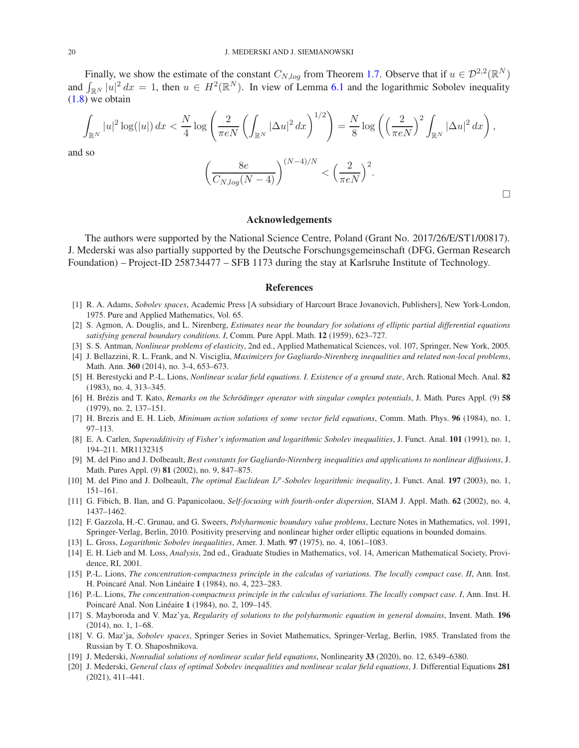Finally, we show the estimate of the constant $C_{N,log}$ from Theorem 1.7. Observe that if $u \in \mathcal{D}^{2,2}(\mathbb{R}^N)$ and $\int_{\mathbb{R}^N} |u|^2\,dx = 1$, then $u \in H^2(\mathbb{R}^N)$. In view of Lemma 6.1 and the logarithmic Sobolev inequality (1.8) we obtain

$$\int_{\mathbb{R}^N} |u|^2 \log(|u|)\,dx < \frac{N}{4} \log\left(\frac{2}{\pi e N}\left(\int_{\mathbb{R}^N} |\Delta u|^2\,dx\right)^{1/2}\right) = \frac{N}{8} \log\left(\left(\frac{2}{\pi e N}\right)^2 \int_{\mathbb{R}^N} |\Delta u|^2\,dx\right),$$

and so

$$\left(\frac{8e}{C_{N,log}(N-4)}\right)^{(N-4)/N} < \left(\frac{2}{\pi e N}\right)^2.$$

□

## Acknowledgements

The authors were supported by the National Science Centre, Poland (Grant No. 2017/26/E/ST1/00817). J. Mederski was also partially supported by the Deutsche Forschungsgemeinschaft (DFG, German Research Foundation) – Project-ID 258734477 – SFB 1173 during the stay at Karlsruhe Institute of Technology.

## References

[1] R. A. Adams, *Sobolev spaces*, Academic Press [A subsidiary of Harcourt Brace Jovanovich, Publishers], New York-London, 1975. Pure and Applied Mathematics, Vol. 65.

[2] S. Agmon, A. Douglis, and L. Nirenberg, *Estimates near the boundary for solutions of elliptic partial differential equations satisfying general boundary conditions. I*, Comm. Pure Appl. Math. **12** (1959), 623–727.

[3] S. S. Antman, *Nonlinear problems of elasticity*, 2nd ed., Applied Mathematical Sciences, vol. 107, Springer, New York, 2005.

[4] J. Bellazzini, R. L. Frank, and N. Visciglia, *Maximizers for Gagliardo-Nirenberg inequalities and related non-local problems*, Math. Ann. **360** (2014), no. 3-4, 653–673.

[5] H. Berestycki and P.-L. Lions, *Nonlinear scalar field equations. I. Existence of a ground state*, Arch. Rational Mech. Anal. **82** (1983), no. 4, 313–345.

[6] H. Brézis and T. Kato, *Remarks on the Schrödinger operator with singular complex potentials*, J. Math. Pures Appl. (9) **58** (1979), no. 2, 137–151.

[7] H. Brezis and E. H. Lieb, *Minimum action solutions of some vector field equations*, Comm. Math. Phys. **96** (1984), no. 1, 97–113.

[8] E. A. Carlen, *Superadditivity of Fisher's information and logarithmic Sobolev inequalities*, J. Funct. Anal. **101** (1991), no. 1, 194–211. MR1132315

[9] M. del Pino and J. Dolbeault, *Best constants for Gagliardo-Nirenberg inequalities and applications to nonlinear diffusions*, J. Math. Pures Appl. (9) **81** (2002), no. 9, 847–875.

[10] M. del Pino and J. Dolbeault, *The optimal Euclidean $L^p$-Sobolev logarithmic inequality*, J. Funct. Anal. **197** (2003), no. 1, 151–161.

[11] G. Fibich, B. Ilan, and G. Papanicolaou, *Self-focusing with fourth-order dispersion*, SIAM J. Appl. Math. **62** (2002), no. 4, 1437–1462.

[12] F. Gazzola, H.-C. Grunau, and G. Sweers, *Polyharmonic boundary value problems*, Lecture Notes in Mathematics, vol. 1991, Springer-Verlag, Berlin, 2010. Positivity preserving and nonlinear higher order elliptic equations in bounded domains.

[13] L. Gross, *Logarithmic Sobolev inequalities*, Amer. J. Math. **97** (1975), no. 4, 1061–1083.

[14] E. H. Lieb and M. Loss, *Analysis*, 2nd ed., Graduate Studies in Mathematics, vol. 14, American Mathematical Society, Providence, RI, 2001.

[15] P.-L. Lions, *The concentration-compactness principle in the calculus of variations. The locally compact case. II*, Ann. Inst. H. Poincaré Anal. Non Linéaire **1** (1984), no. 4, 223–283.

[16] P.-L. Lions, *The concentration-compactness principle in the calculus of variations. The locally compact case. I*, Ann. Inst. H. Poincaré Anal. Non Linéaire **1** (1984), no. 2, 109–145.

[17] S. Mayboroda and V. Maz'ya, *Regularity of solutions to the polyharmonic equation in general domains*, Invent. Math. **196** (2014), no. 1, 1–68.

[18] V. G. Maz'ja, *Sobolev spaces*, Springer Series in Soviet Mathematics, Springer-Verlag, Berlin, 1985. Translated from the Russian by T. O. Shaposhnikova.

[19] J. Mederski, *Nonradial solutions of nonlinear scalar field equations*, Nonlinearity **33** (2020), no. 12, 6349–6380.

[20] J. Mederski, *General class of optimal Sobolev inequalities and nonlinear scalar field equations*, J. Differential Equations **281** (2021), 411–441.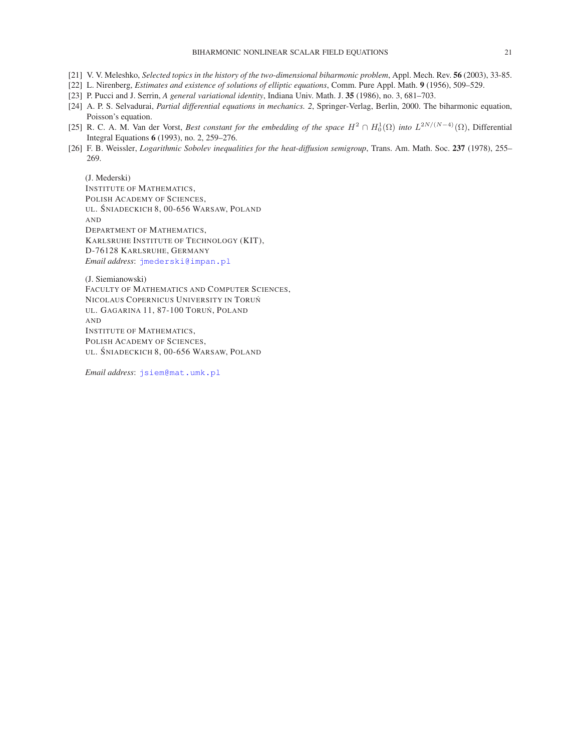[21] V. V. Meleshko, *Selected topics in the history of the two-dimensional biharmonic problem*, Appl. Mech. Rev. **56** (2003), 33-85.

[22] L. Nirenberg, *Estimates and existence of solutions of elliptic equations*, Comm. Pure Appl. Math. **9** (1956), 509–529.

[23] P. Pucci and J. Serrin, *A general variational identity*, Indiana Univ. Math. J. **35** (1986), no. 3, 681–703.

[24] A. P. S. Selvadurai, *Partial differential equations in mechanics. 2*, Springer-Verlag, Berlin, 2000. The biharmonic equation, Poisson's equation.

[25] R. C. A. M. Van der Vorst, *Best constant for the embedding of the space $H^2 \cap H_0^1(\Omega)$ into $L^{2N/(N-4)}(\Omega)$*, Differential Integral Equations **6** (1993), no. 2, 259–276.

[26] F. B. Weissler, *Logarithmic Sobolev inequalities for the heat-diffusion semigroup*, Trans. Am. Math. Soc. **237** (1978), 255–269.

(J. Mederski)
Institute of Mathematics,
Polish Academy of Sciences,
ul. Śniadeckich 8, 00-656 Warsaw, Poland
and
Department of Mathematics,
Karlsruhe Institute of Technology (KIT),
D-76128 Karlsruhe, Germany
*Email address*: jmederski@impan.pl

(J. Siemianowski)
Faculty of Mathematics and Computer Sciences,
Nicolaus Copernicus University in Toruń
ul. Gagarina 11, 87-100 Toruń, Poland
and
Institute of Mathematics,
Polish Academy of Sciences,
ul. Śniadeckich 8, 00-656 Warsaw, Poland

*Email address*: jsiem@mat.umk.pl